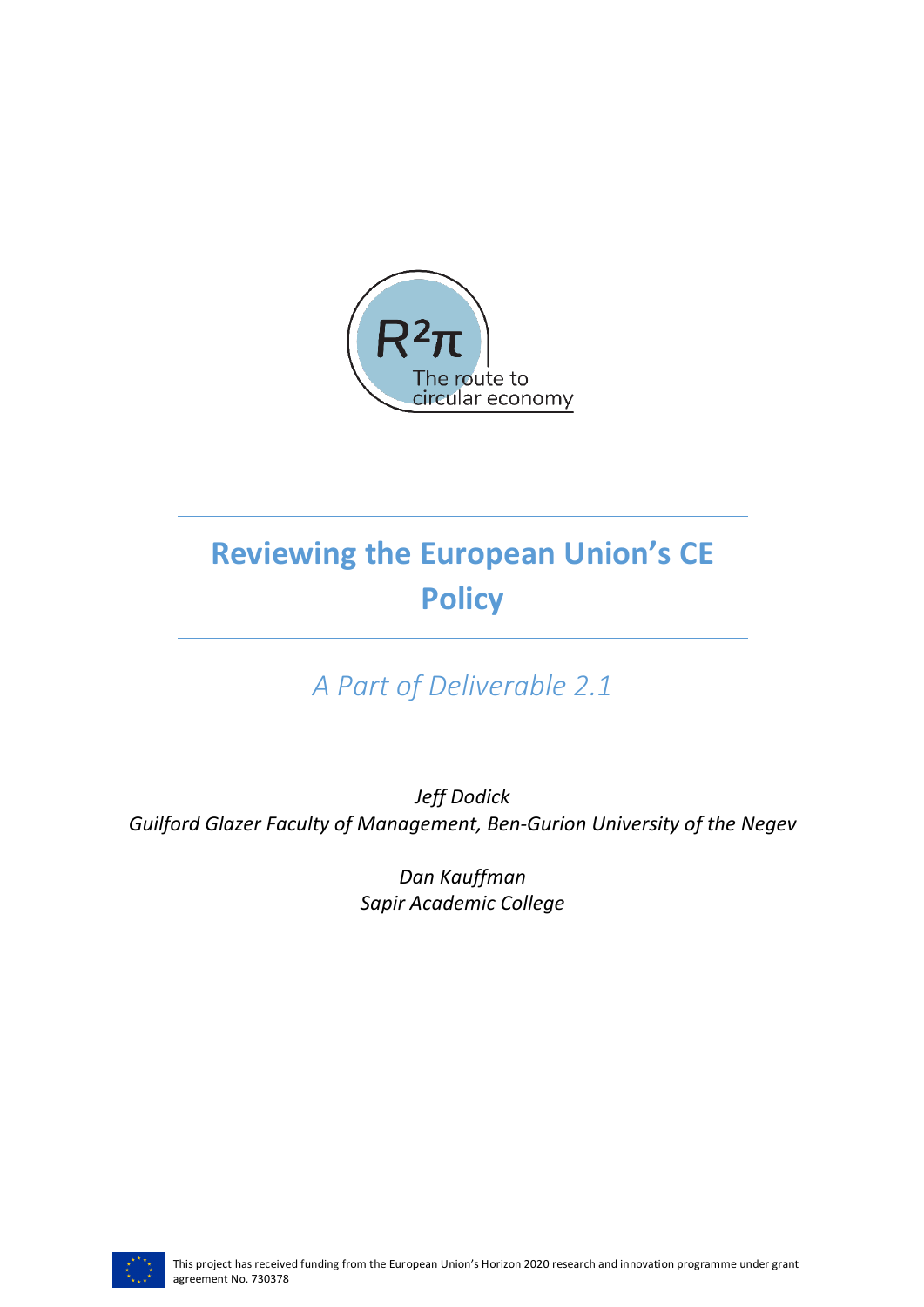R²π

The route to circular economy

# Reviewing the European Union's CE Policy

*A Part of Deliverable 2.1*

*Jeff Dodick*
*Guilford Glazer Faculty of Management, Ben-Gurion University of the Negev*

*Dan Kauffman*
*Sapir Academic College*

This project has received funding from the European Union's Horizon 2020 research and innovation programme under grant agreement No. 730378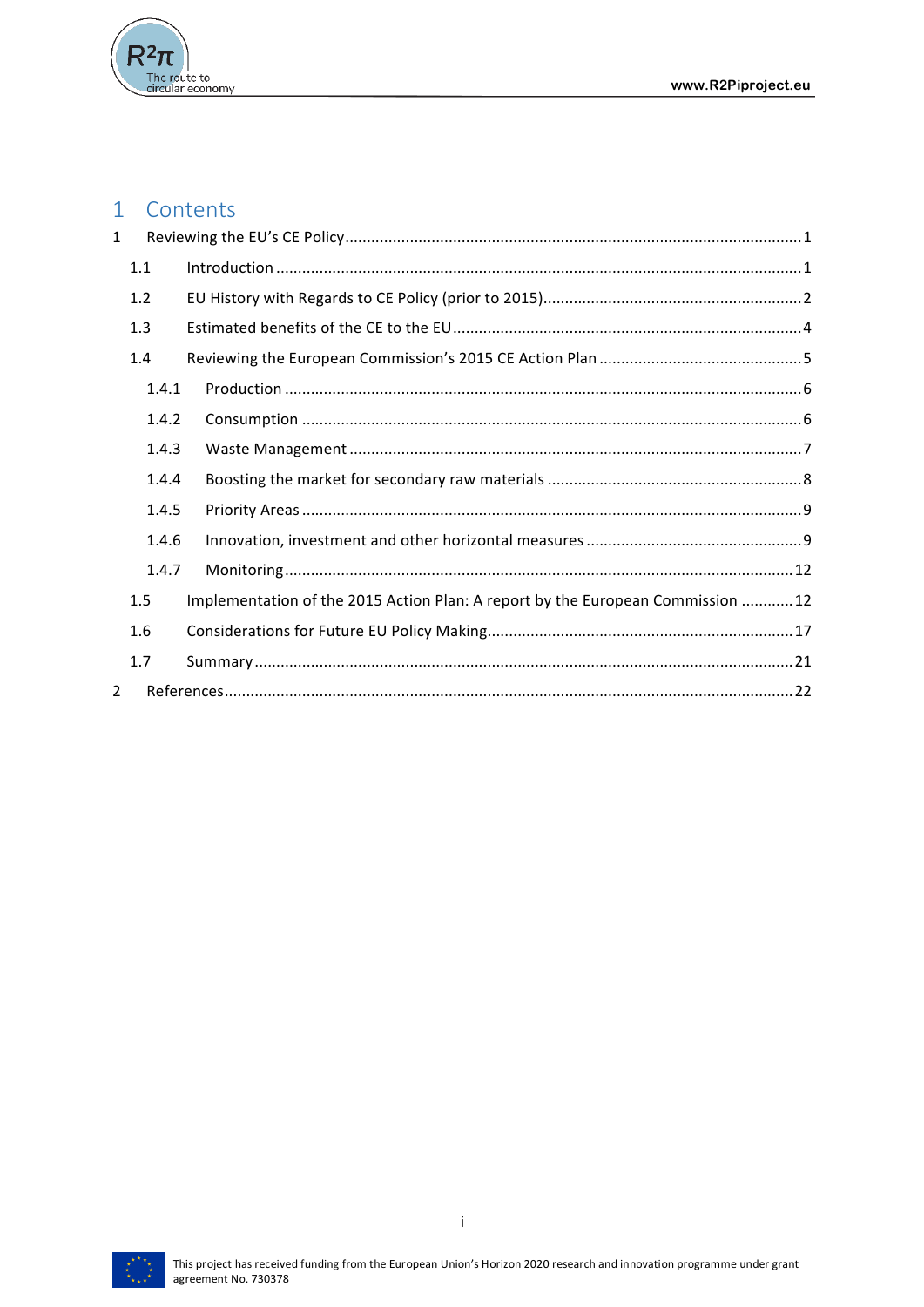# 1 Contents

1 Reviewing the EU's CE Policy........................................................................................1

- 1.1 Introduction........................................................................................................1
- 1.2 EU History with Regards to CE Policy (prior to 2015)...........................................2
- 1.3 Estimated benefits of the CE to the EU................................................................4
- 1.4 Reviewing the European Commission's 2015 CE Action Plan ...............................5
  - 1.4.1 Production ....................................................................................................6
  - 1.4.2 Consumption ................................................................................................6
  - 1.4.3 Waste Management .......................................................................................7
  - 1.4.4 Boosting the market for secondary raw materials ..........................................8
  - 1.4.5 Priority Areas .................................................................................................9
  - 1.4.6 Innovation, investment and other horizontal measures .................................9
  - 1.4.7 Monitoring....................................................................................................12
- 1.5 Implementation of the 2015 Action Plan: A report by the European Commission ............12
- 1.6 Considerations for Future EU Policy Making......................................................17
- 1.7 Summary..........................................................................................................21

2 References..................................................................................................................22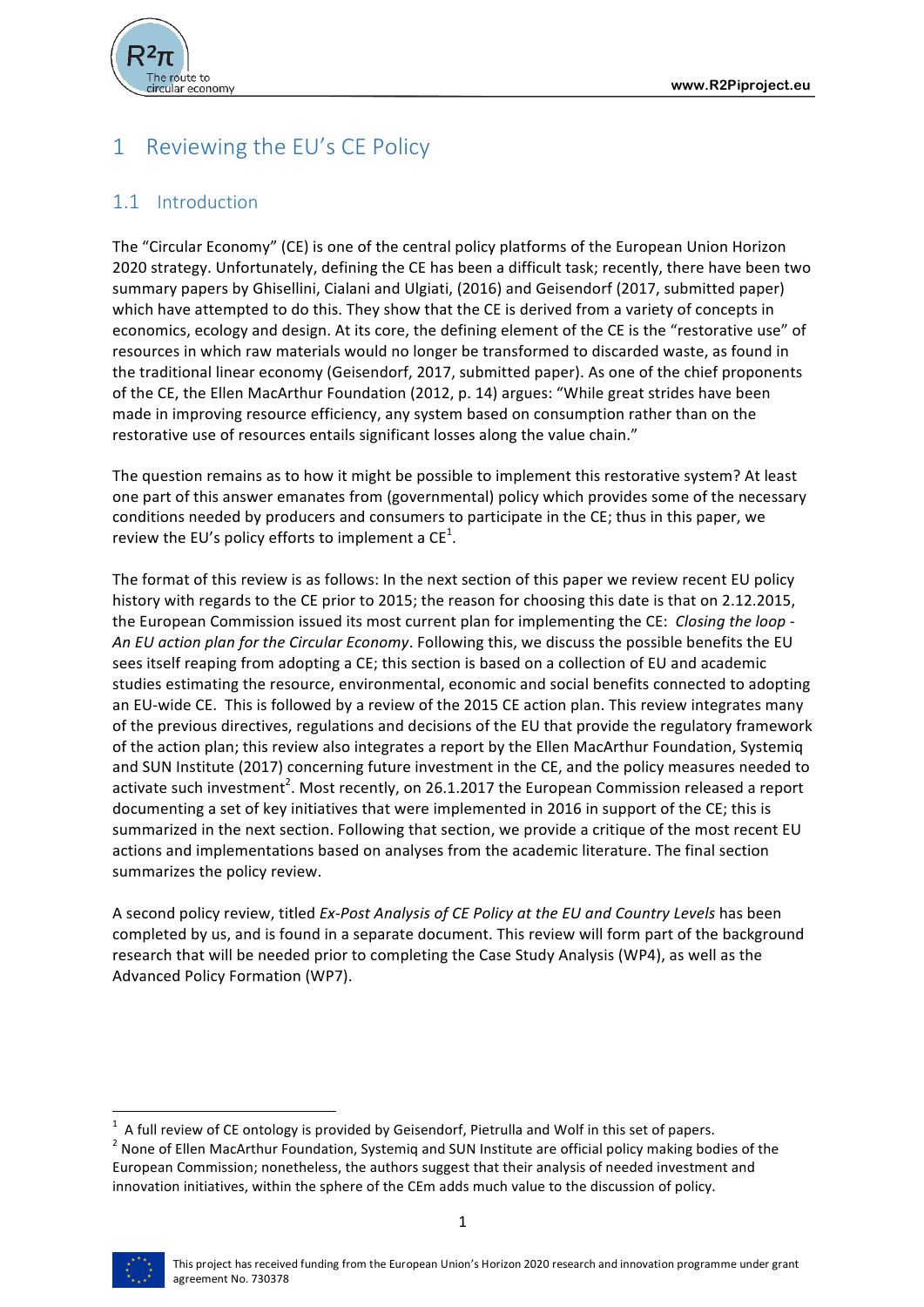# 1 Reviewing the EU's CE Policy

## 1.1 Introduction

The "Circular Economy" (CE) is one of the central policy platforms of the European Union Horizon 2020 strategy. Unfortunately, defining the CE has been a difficult task; recently, there have been two summary papers by Ghisellini, Cialani and Ulgiati, (2016) and Geisendorf (2017, submitted paper) which have attempted to do this. They show that the CE is derived from a variety of concepts in economics, ecology and design. At its core, the defining element of the CE is the "restorative use" of resources in which raw materials would no longer be transformed to discarded waste, as found in the traditional linear economy (Geisendorf, 2017, submitted paper). As one of the chief proponents of the CE, the Ellen MacArthur Foundation (2012, p. 14) argues: "While great strides have been made in improving resource efficiency, any system based on consumption rather than on the restorative use of resources entails significant losses along the value chain."

The question remains as to how it might be possible to implement this restorative system? At least one part of this answer emanates from (governmental) policy which provides some of the necessary conditions needed by producers and consumers to participate in the CE; thus in this paper, we review the EU's policy efforts to implement a CE[1].

The format of this review is as follows: In the next section of this paper we review recent EU policy history with regards to the CE prior to 2015; the reason for choosing this date is that on 2.12.2015, the European Commission issued its most current plan for implementing the CE: *Closing the loop - An EU action plan for the Circular Economy*. Following this, we discuss the possible benefits the EU sees itself reaping from adopting a CE; this section is based on a collection of EU and academic studies estimating the resource, environmental, economic and social benefits connected to adopting an EU-wide CE. This is followed by a review of the 2015 CE action plan. This review integrates many of the previous directives, regulations and decisions of the EU that provide the regulatory framework of the action plan; this review also integrates a report by the Ellen MacArthur Foundation, Systemiq and SUN Institute (2017) concerning future investment in the CE, and the policy measures needed to activate such investment[2]. Most recently, on 26.1.2017 the European Commission released a report documenting a set of key initiatives that were implemented in 2016 in support of the CE; this is summarized in the next section. Following that section, we provide a critique of the most recent EU actions and implementations based on analyses from the academic literature. The final section summarizes the policy review.

A second policy review, titled *Ex-Post Analysis of CE Policy at the EU and Country Levels* has been completed by us, and is found in a separate document. This review will form part of the background research that will be needed prior to completing the Case Study Analysis (WP4), as well as the Advanced Policy Formation (WP7).

---

[1] A full review of CE ontology is provided by Geisendorf, Pietrulla and Wolf in this set of papers.

[2] None of Ellen MacArthur Foundation, Systemiq and SUN Institute are official policy making bodies of the European Commission; nonetheless, the authors suggest that their analysis of needed investment and innovation initiatives, within the sphere of the CEm adds much value to the discussion of policy.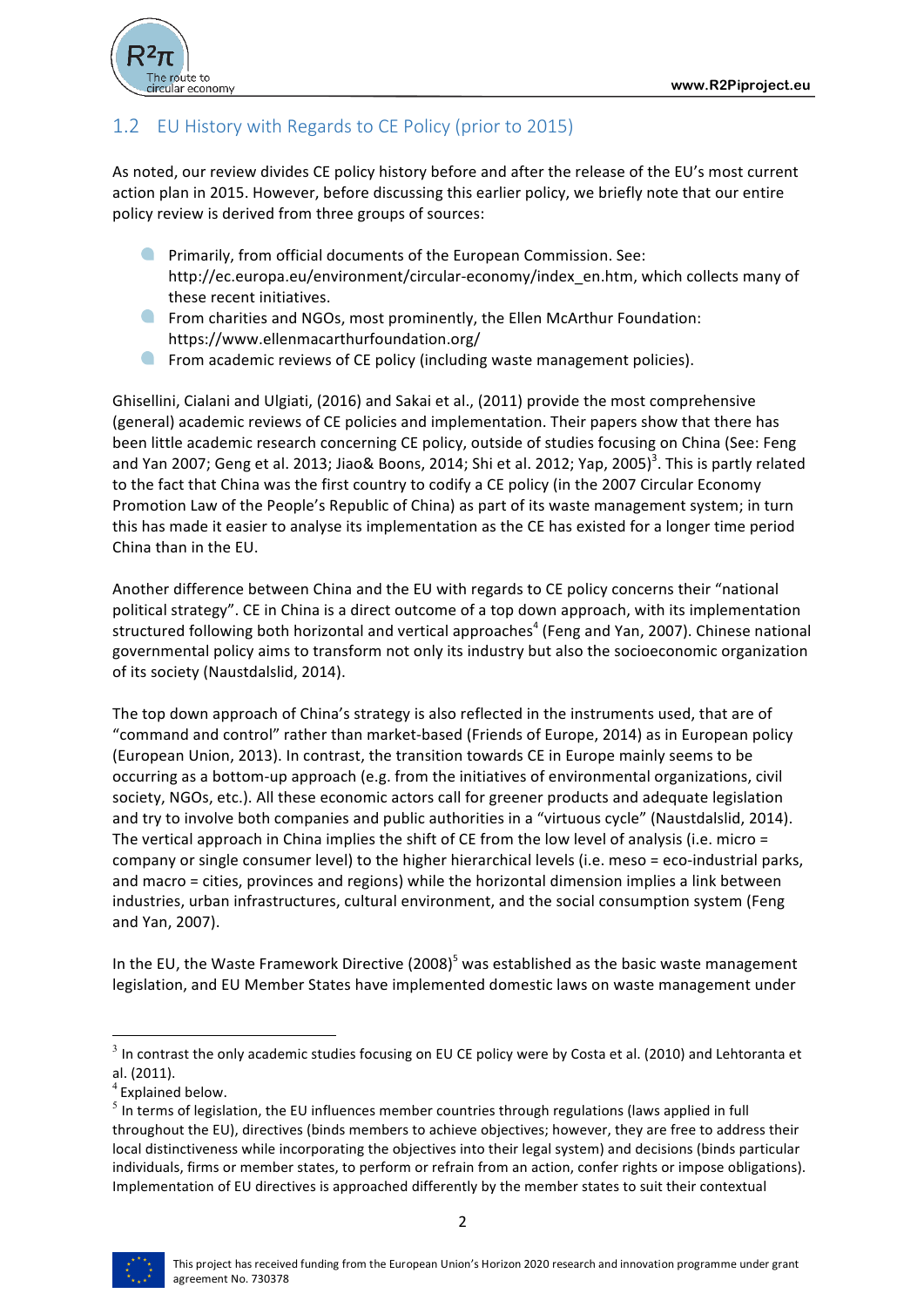## 1.2 EU History with Regards to CE Policy (prior to 2015)

As noted, our review divides CE policy history before and after the release of the EU's most current action plan in 2015. However, before discussing this earlier policy, we briefly note that our entire policy review is derived from three groups of sources:

- Primarily, from official documents of the European Commission. See: http://ec.europa.eu/environment/circular-economy/index_en.htm, which collects many of these recent initiatives.
- From charities and NGOs, most prominently, the Ellen McArthur Foundation: https://www.ellenmacarthurfoundation.org/
- From academic reviews of CE policy (including waste management policies).

Ghisellini, Cialani and Ulgiati, (2016) and Sakai et al., (2011) provide the most comprehensive (general) academic reviews of CE policies and implementation. Their papers show that there has been little academic research concerning CE policy, outside of studies focusing on China (See: Feng and Yan 2007; Geng et al. 2013; Jiao& Boons, 2014; Shi et al. 2012; Yap, 2005)[3]. This is partly related to the fact that China was the first country to codify a CE policy (in the 2007 Circular Economy Promotion Law of the People's Republic of China) as part of its waste management system; in turn this has made it easier to analyse its implementation as the CE has existed for a longer time period China than in the EU.

Another difference between China and the EU with regards to CE policy concerns their "national political strategy". CE in China is a direct outcome of a top down approach, with its implementation structured following both horizontal and vertical approaches[4] (Feng and Yan, 2007). Chinese national governmental policy aims to transform not only its industry but also the socioeconomic organization of its society (Naustdalslid, 2014).

The top down approach of China's strategy is also reflected in the instruments used, that are of "command and control" rather than market-based (Friends of Europe, 2014) as in European policy (European Union, 2013). In contrast, the transition towards CE in Europe mainly seems to be occurring as a bottom-up approach (e.g. from the initiatives of environmental organizations, civil society, NGOs, etc.). All these economic actors call for greener products and adequate legislation and try to involve both companies and public authorities in a "virtuous cycle" (Naustdalslid, 2014). The vertical approach in China implies the shift of CE from the low level of analysis (i.e. micro = company or single consumer level) to the higher hierarchical levels (i.e. meso = eco-industrial parks, and macro = cities, provinces and regions) while the horizontal dimension implies a link between industries, urban infrastructures, cultural environment, and the social consumption system (Feng and Yan, 2007).

In the EU, the Waste Framework Directive (2008)[5] was established as the basic waste management legislation, and EU Member States have implemented domestic laws on waste management under

---

[3] In contrast the only academic studies focusing on EU CE policy were by Costa et al. (2010) and Lehtoranta et al. (2011).

[4] Explained below.

[5] In terms of legislation, the EU influences member countries through regulations (laws applied in full throughout the EU), directives (binds members to achieve objectives; however, they are free to address their local distinctiveness while incorporating the objectives into their legal system) and decisions (binds particular individuals, firms or member states, to perform or refrain from an action, confer rights or impose obligations). Implementation of EU directives is approached differently by the member states to suit their contextual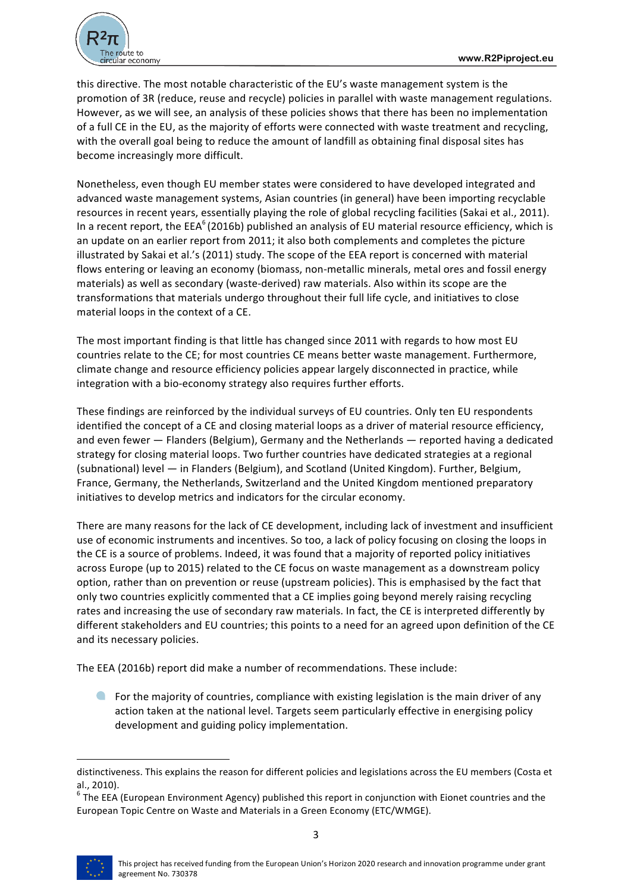this directive. The most notable characteristic of the EU's waste management system is the promotion of 3R (reduce, reuse and recycle) policies in parallel with waste management regulations. However, as we will see, an analysis of these policies shows that there has been no implementation of a full CE in the EU, as the majority of efforts were connected with waste treatment and recycling, with the overall goal being to reduce the amount of landfill as obtaining final disposal sites has become increasingly more difficult.

Nonetheless, even though EU member states were considered to have developed integrated and advanced waste management systems, Asian countries (in general) have been importing recyclable resources in recent years, essentially playing the role of global recycling facilities (Sakai et al., 2011). In a recent report, the EEA[6] (2016b) published an analysis of EU material resource efficiency, which is an update on an earlier report from 2011; it also both complements and completes the picture illustrated by Sakai et al.'s (2011) study. The scope of the EEA report is concerned with material flows entering or leaving an economy (biomass, non-metallic minerals, metal ores and fossil energy materials) as well as secondary (waste-derived) raw materials. Also within its scope are the transformations that materials undergo throughout their full life cycle, and initiatives to close material loops in the context of a CE.

The most important finding is that little has changed since 2011 with regards to how most EU countries relate to the CE; for most countries CE means better waste management. Furthermore, climate change and resource efficiency policies appear largely disconnected in practice, while integration with a bio-economy strategy also requires further efforts.

These findings are reinforced by the individual surveys of EU countries. Only ten EU respondents identified the concept of a CE and closing material loops as a driver of material resource efficiency, and even fewer — Flanders (Belgium), Germany and the Netherlands — reported having a dedicated strategy for closing material loops. Two further countries have dedicated strategies at a regional (subnational) level — in Flanders (Belgium), and Scotland (United Kingdom). Further, Belgium, France, Germany, the Netherlands, Switzerland and the United Kingdom mentioned preparatory initiatives to develop metrics and indicators for the circular economy.

There are many reasons for the lack of CE development, including lack of investment and insufficient use of economic instruments and incentives. So too, a lack of policy focusing on closing the loops in the CE is a source of problems. Indeed, it was found that a majority of reported policy initiatives across Europe (up to 2015) related to the CE focus on waste management as a downstream policy option, rather than on prevention or reuse (upstream policies). This is emphasised by the fact that only two countries explicitly commented that a CE implies going beyond merely raising recycling rates and increasing the use of secondary raw materials. In fact, the CE is interpreted differently by different stakeholders and EU countries; this points to a need for an agreed upon definition of the CE and its necessary policies.

The EEA (2016b) report did make a number of recommendations. These include:

- For the majority of countries, compliance with existing legislation is the main driver of any action taken at the national level. Targets seem particularly effective in energising policy development and guiding policy implementation.

---

distinctiveness. This explains the reason for different policies and legislations across the EU members (Costa et al., 2010).

[6] The EEA (European Environment Agency) published this report in conjunction with Eionet countries and the European Topic Centre on Waste and Materials in a Green Economy (ETC/WMGE).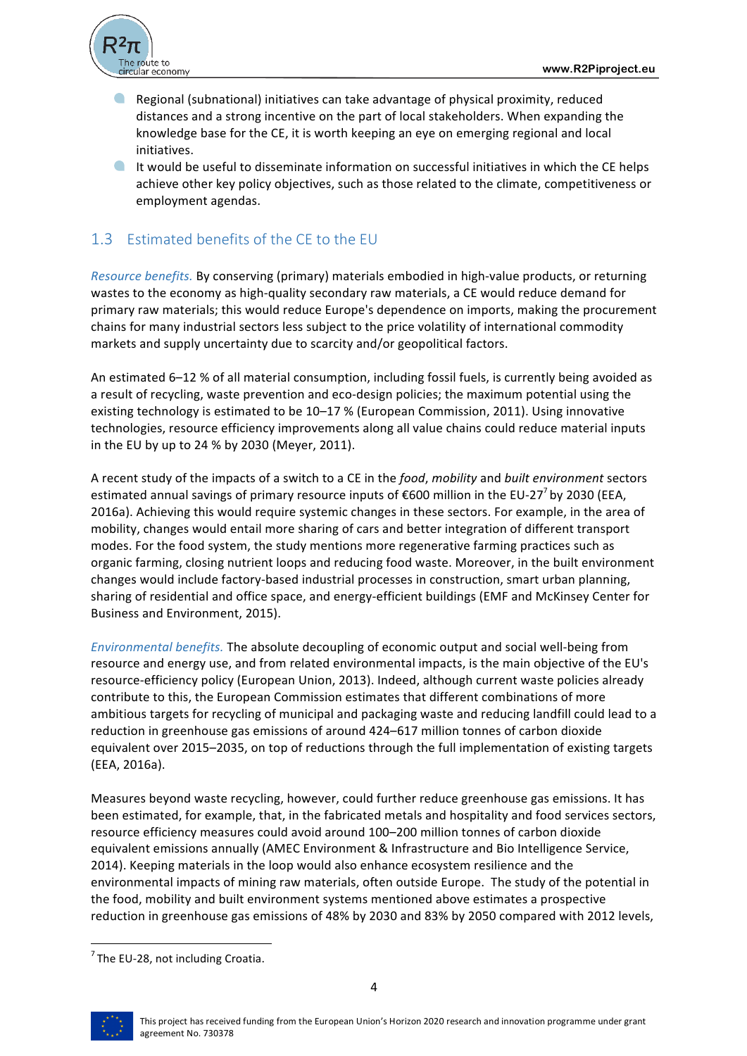- Regional (subnational) initiatives can take advantage of physical proximity, reduced distances and a strong incentive on the part of local stakeholders. When expanding the knowledge base for the CE, it is worth keeping an eye on emerging regional and local initiatives.
- It would be useful to disseminate information on successful initiatives in which the CE helps achieve other key policy objectives, such as those related to the climate, competitiveness or employment agendas.

## 1.3 Estimated benefits of the CE to the EU

*Resource benefits.* By conserving (primary) materials embodied in high-value products, or returning wastes to the economy as high-quality secondary raw materials, a CE would reduce demand for primary raw materials; this would reduce Europe's dependence on imports, making the procurement chains for many industrial sectors less subject to the price volatility of international commodity markets and supply uncertainty due to scarcity and/or geopolitical factors.

An estimated 6–12 % of all material consumption, including fossil fuels, is currently being avoided as a result of recycling, waste prevention and eco-design policies; the maximum potential using the existing technology is estimated to be 10–17 % (European Commission, 2011). Using innovative technologies, resource efficiency improvements along all value chains could reduce material inputs in the EU by up to 24 % by 2030 (Meyer, 2011).

A recent study of the impacts of a switch to a CE in the *food*, *mobility* and *built environment* sectors estimated annual savings of primary resource inputs of €600 million in the EU-27[7] by 2030 (EEA, 2016a). Achieving this would require systemic changes in these sectors. For example, in the area of mobility, changes would entail more sharing of cars and better integration of different transport modes. For the food system, the study mentions more regenerative farming practices such as organic farming, closing nutrient loops and reducing food waste. Moreover, in the built environment changes would include factory-based industrial processes in construction, smart urban planning, sharing of residential and office space, and energy-efficient buildings (EMF and McKinsey Center for Business and Environment, 2015).

*Environmental benefits.* The absolute decoupling of economic output and social well-being from resource and energy use, and from related environmental impacts, is the main objective of the EU's resource-efficiency policy (European Union, 2013). Indeed, although current waste policies already contribute to this, the European Commission estimates that different combinations of more ambitious targets for recycling of municipal and packaging waste and reducing landfill could lead to a reduction in greenhouse gas emissions of around 424–617 million tonnes of carbon dioxide equivalent over 2015–2035, on top of reductions through the full implementation of existing targets (EEA, 2016a).

Measures beyond waste recycling, however, could further reduce greenhouse gas emissions. It has been estimated, for example, that, in the fabricated metals and hospitality and food services sectors, resource efficiency measures could avoid around 100–200 million tonnes of carbon dioxide equivalent emissions annually (AMEC Environment & Infrastructure and Bio Intelligence Service, 2014). Keeping materials in the loop would also enhance ecosystem resilience and the environmental impacts of mining raw materials, often outside Europe. The study of the potential in the food, mobility and built environment systems mentioned above estimates a prospective reduction in greenhouse gas emissions of 48% by 2030 and 83% by 2050 compared with 2012 levels,

[7] The EU-28, not including Croatia.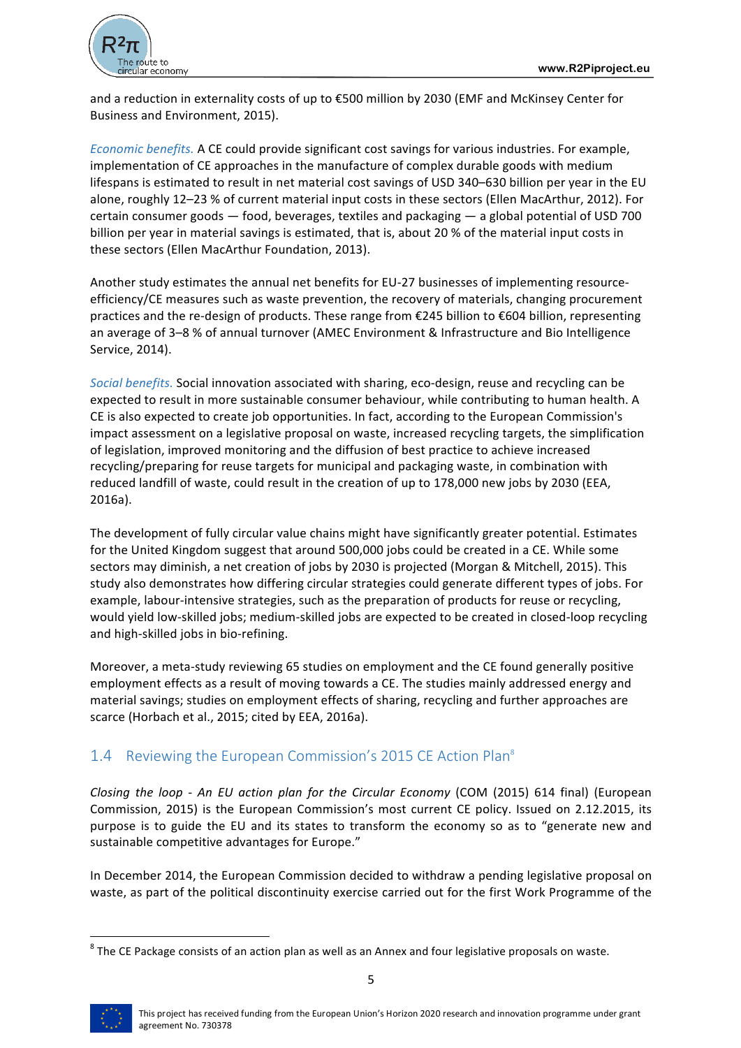and a reduction in externality costs of up to €500 million by 2030 (EMF and McKinsey Center for Business and Environment, 2015).

*Economic benefits.* A CE could provide significant cost savings for various industries. For example, implementation of CE approaches in the manufacture of complex durable goods with medium lifespans is estimated to result in net material cost savings of USD 340–630 billion per year in the EU alone, roughly 12–23 % of current material input costs in these sectors (Ellen MacArthur, 2012). For certain consumer goods — food, beverages, textiles and packaging — a global potential of USD 700 billion per year in material savings is estimated, that is, about 20 % of the material input costs in these sectors (Ellen MacArthur Foundation, 2013).

Another study estimates the annual net benefits for EU-27 businesses of implementing resource-efficiency/CE measures such as waste prevention, the recovery of materials, changing procurement practices and the re-design of products. These range from €245 billion to €604 billion, representing an average of 3–8 % of annual turnover (AMEC Environment & Infrastructure and Bio Intelligence Service, 2014).

*Social benefits.* Social innovation associated with sharing, eco-design, reuse and recycling can be expected to result in more sustainable consumer behaviour, while contributing to human health. A CE is also expected to create job opportunities. In fact, according to the European Commission's impact assessment on a legislative proposal on waste, increased recycling targets, the simplification of legislation, improved monitoring and the diffusion of best practice to achieve increased recycling/preparing for reuse targets for municipal and packaging waste, in combination with reduced landfill of waste, could result in the creation of up to 178,000 new jobs by 2030 (EEA, 2016a).

The development of fully circular value chains might have significantly greater potential. Estimates for the United Kingdom suggest that around 500,000 jobs could be created in a CE. While some sectors may diminish, a net creation of jobs by 2030 is projected (Morgan & Mitchell, 2015). This study also demonstrates how differing circular strategies could generate different types of jobs. For example, labour-intensive strategies, such as the preparation of products for reuse or recycling, would yield low-skilled jobs; medium-skilled jobs are expected to be created in closed-loop recycling and high-skilled jobs in bio-refining.

Moreover, a meta-study reviewing 65 studies on employment and the CE found generally positive employment effects as a result of moving towards a CE. The studies mainly addressed energy and material savings; studies on employment effects of sharing, recycling and further approaches are scarce (Horbach et al., 2015; cited by EEA, 2016a).

## 1.4 Reviewing the European Commission's 2015 CE Action Plan[8]

*Closing the loop - An EU action plan for the Circular Economy* (COM (2015) 614 final) (European Commission, 2015) is the European Commission's most current CE policy. Issued on 2.12.2015, its purpose is to guide the EU and its states to transform the economy so as to "generate new and sustainable competitive advantages for Europe."

In December 2014, the European Commission decided to withdraw a pending legislative proposal on waste, as part of the political discontinuity exercise carried out for the first Work Programme of the

[8] The CE Package consists of an action plan as well as an Annex and four legislative proposals on waste.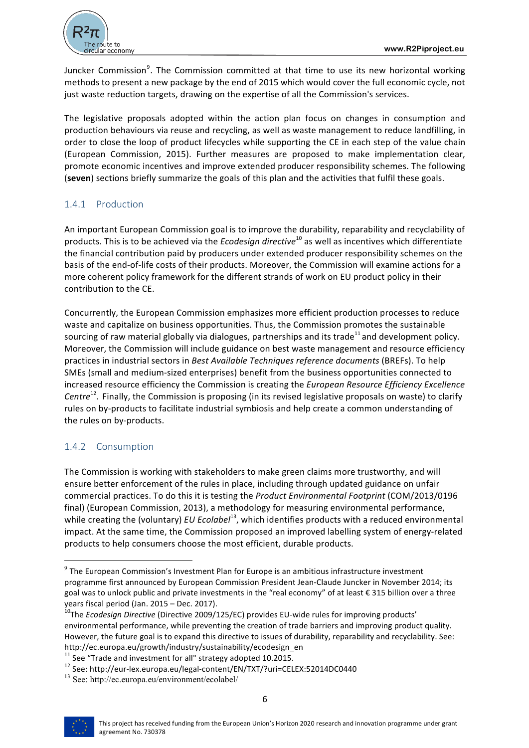Juncker Commission[9]. The Commission committed at that time to use its new horizontal working methods to present a new package by the end of 2015 which would cover the full economic cycle, not just waste reduction targets, drawing on the expertise of all the Commission's services.

The legislative proposals adopted within the action plan focus on changes in consumption and production behaviours via reuse and recycling, as well as waste management to reduce landfilling, in order to close the loop of product lifecycles while supporting the CE in each step of the value chain (European Commission, 2015). Further measures are proposed to make implementation clear, promote economic incentives and improve extended producer responsibility schemes. The following (**seven**) sections briefly summarize the goals of this plan and the activities that fulfil these goals.

### 1.4.1 Production

An important European Commission goal is to improve the durability, reparability and recyclability of products. This is to be achieved via the *Ecodesign directive*[10] as well as incentives which differentiate the financial contribution paid by producers under extended producer responsibility schemes on the basis of the end-of-life costs of their products. Moreover, the Commission will examine actions for a more coherent policy framework for the different strands of work on EU product policy in their contribution to the CE.

Concurrently, the European Commission emphasizes more efficient production processes to reduce waste and capitalize on business opportunities. Thus, the Commission promotes the sustainable sourcing of raw material globally via dialogues, partnerships and its trade[11] and development policy. Moreover, the Commission will include guidance on best waste management and resource efficiency practices in industrial sectors in *Best Available Techniques reference documents* (BREFs). To help SMEs (small and medium-sized enterprises) benefit from the business opportunities connected to increased resource efficiency the Commission is creating the *European Resource Efficiency Excellence Centre*[12]. Finally, the Commission is proposing (in its revised legislative proposals on waste) to clarify rules on by-products to facilitate industrial symbiosis and help create a common understanding of the rules on by-products.

### 1.4.2 Consumption

The Commission is working with stakeholders to make green claims more trustworthy, and will ensure better enforcement of the rules in place, including through updated guidance on unfair commercial practices. To do this it is testing the *Product Environmental Footprint* (COM/2013/0196 final) (European Commission, 2013), a methodology for measuring environmental performance, while creating the (voluntary) *EU Ecolabel*[13], which identifies products with a reduced environmental impact. At the same time, the Commission proposed an improved labelling system of energy-related products to help consumers choose the most efficient, durable products.

---

[9] The European Commission's Investment Plan for Europe is an ambitious infrastructure investment programme first announced by European Commission President Jean-Claude Juncker in November 2014; its goal was to unlock public and private investments in the "real economy" of at least € 315 billion over a three years fiscal period (Jan. 2015 – Dec. 2017).

[10] The *Ecodesign Directive* (Directive 2009/125/EC) provides EU-wide rules for improving products' environmental performance, while preventing the creation of trade barriers and improving product quality. However, the future goal is to expand this directive to issues of durability, reparability and recyclability. See: http://ec.europa.eu/growth/industry/sustainability/ecodesign_en

[11] See "Trade and investment for all" strategy adopted 10.2015.

[12] See: http://eur-lex.europa.eu/legal-content/EN/TXT/?uri=CELEX:52014DC0440

[13] See: http://ec.europa.eu/environment/ecolabel/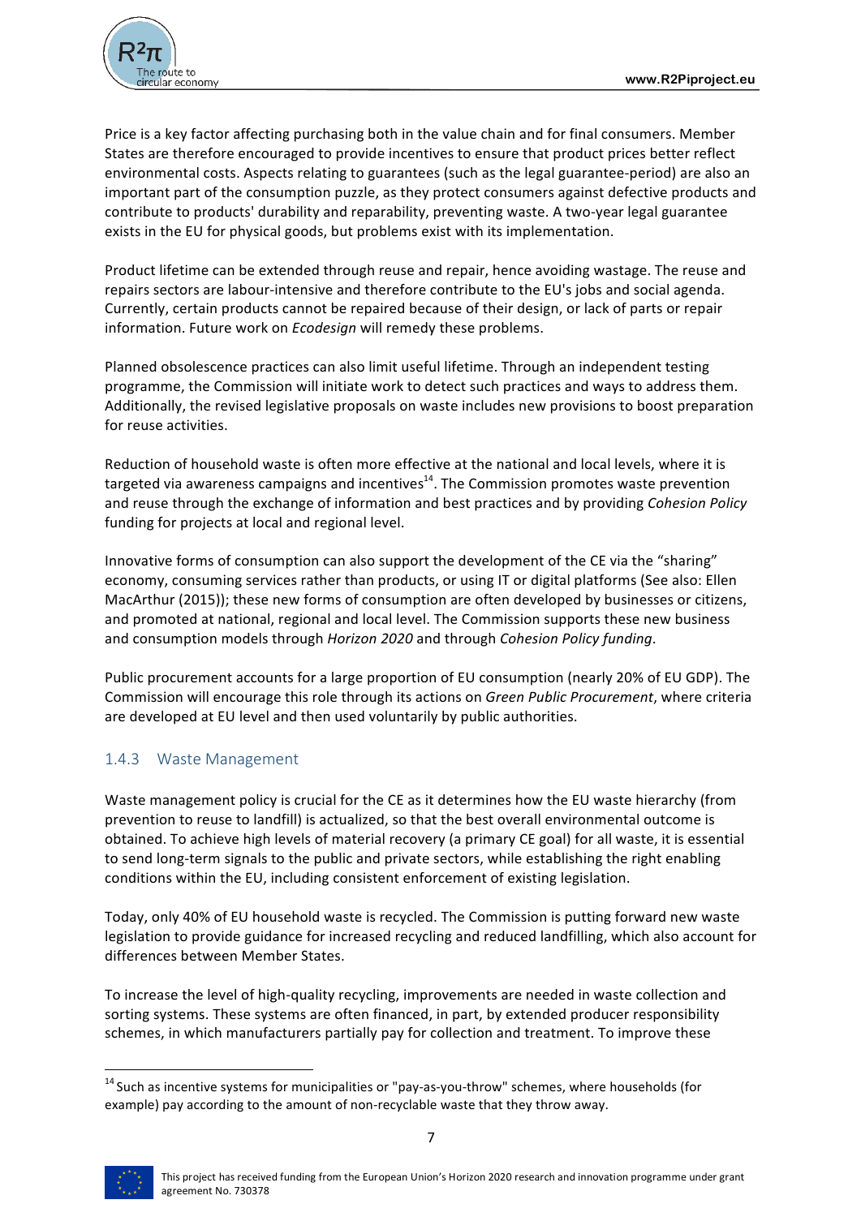Price is a key factor affecting purchasing both in the value chain and for final consumers. Member States are therefore encouraged to provide incentives to ensure that product prices better reflect environmental costs. Aspects relating to guarantees (such as the legal guarantee-period) are also an important part of the consumption puzzle, as they protect consumers against defective products and contribute to products' durability and reparability, preventing waste. A two-year legal guarantee exists in the EU for physical goods, but problems exist with its implementation.

Product lifetime can be extended through reuse and repair, hence avoiding wastage. The reuse and repairs sectors are labour-intensive and therefore contribute to the EU's jobs and social agenda. Currently, certain products cannot be repaired because of their design, or lack of parts or repair information. Future work on *Ecodesign* will remedy these problems.

Planned obsolescence practices can also limit useful lifetime. Through an independent testing programme, the Commission will initiate work to detect such practices and ways to address them. Additionally, the revised legislative proposals on waste includes new provisions to boost preparation for reuse activities.

Reduction of household waste is often more effective at the national and local levels, where it is targeted via awareness campaigns and incentives[14]. The Commission promotes waste prevention and reuse through the exchange of information and best practices and by providing *Cohesion Policy* funding for projects at local and regional level.

Innovative forms of consumption can also support the development of the CE via the "sharing" economy, consuming services rather than products, or using IT or digital platforms (See also: Ellen MacArthur (2015)); these new forms of consumption are often developed by businesses or citizens, and promoted at national, regional and local level. The Commission supports these new business and consumption models through *Horizon 2020* and through *Cohesion Policy funding*.

Public procurement accounts for a large proportion of EU consumption (nearly 20% of EU GDP). The Commission will encourage this role through its actions on *Green Public Procurement*, where criteria are developed at EU level and then used voluntarily by public authorities.

### 1.4.3 Waste Management

Waste management policy is crucial for the CE as it determines how the EU waste hierarchy (from prevention to reuse to landfill) is actualized, so that the best overall environmental outcome is obtained. To achieve high levels of material recovery (a primary CE goal) for all waste, it is essential to send long-term signals to the public and private sectors, while establishing the right enabling conditions within the EU, including consistent enforcement of existing legislation.

Today, only 40% of EU household waste is recycled. The Commission is putting forward new waste legislation to provide guidance for increased recycling and reduced landfilling, which also account for differences between Member States.

To increase the level of high-quality recycling, improvements are needed in waste collection and sorting systems. These systems are often financed, in part, by extended producer responsibility schemes, in which manufacturers partially pay for collection and treatment. To improve these

[14] Such as incentive systems for municipalities or "pay-as-you-throw" schemes, where households (for example) pay according to the amount of non-recyclable waste that they throw away.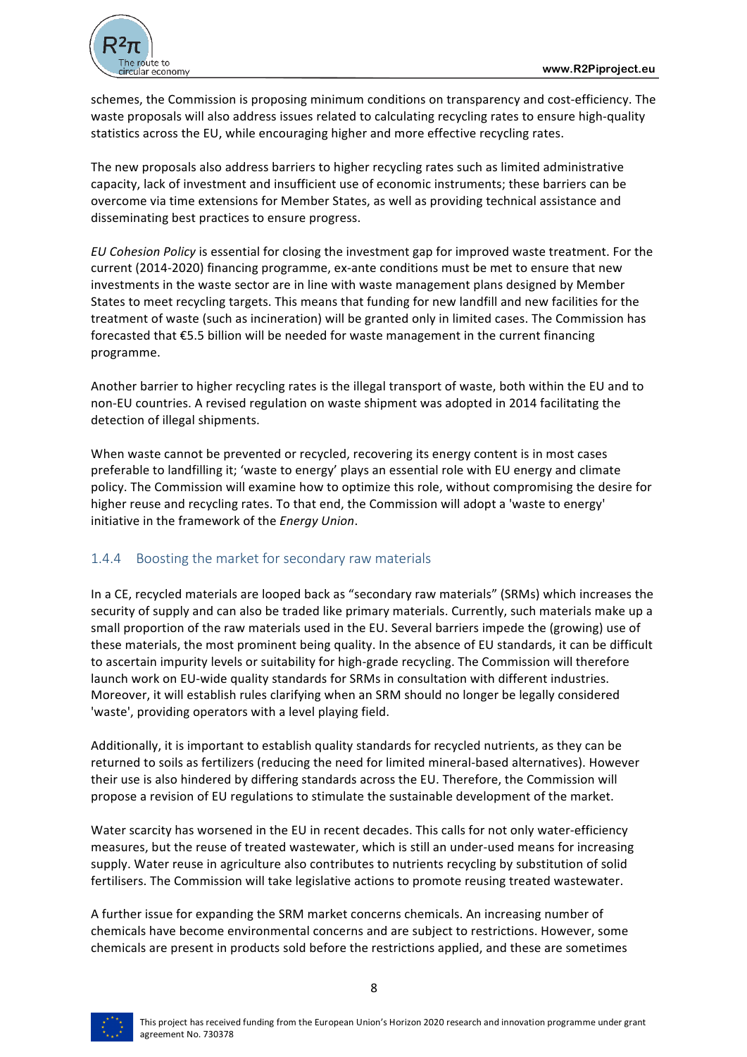schemes, the Commission is proposing minimum conditions on transparency and cost-efficiency. The waste proposals will also address issues related to calculating recycling rates to ensure high-quality statistics across the EU, while encouraging higher and more effective recycling rates.

The new proposals also address barriers to higher recycling rates such as limited administrative capacity, lack of investment and insufficient use of economic instruments; these barriers can be overcome via time extensions for Member States, as well as providing technical assistance and disseminating best practices to ensure progress.

*EU Cohesion Policy* is essential for closing the investment gap for improved waste treatment. For the current (2014-2020) financing programme, ex-ante conditions must be met to ensure that new investments in the waste sector are in line with waste management plans designed by Member States to meet recycling targets. This means that funding for new landfill and new facilities for the treatment of waste (such as incineration) will be granted only in limited cases. The Commission has forecasted that €5.5 billion will be needed for waste management in the current financing programme.

Another barrier to higher recycling rates is the illegal transport of waste, both within the EU and to non-EU countries. A revised regulation on waste shipment was adopted in 2014 facilitating the detection of illegal shipments.

When waste cannot be prevented or recycled, recovering its energy content is in most cases preferable to landfilling it; 'waste to energy' plays an essential role with EU energy and climate policy. The Commission will examine how to optimize this role, without compromising the desire for higher reuse and recycling rates. To that end, the Commission will adopt a 'waste to energy' initiative in the framework of the *Energy Union*.

### 1.4.4 Boosting the market for secondary raw materials

In a CE, recycled materials are looped back as "secondary raw materials" (SRMs) which increases the security of supply and can also be traded like primary materials. Currently, such materials make up a small proportion of the raw materials used in the EU. Several barriers impede the (growing) use of these materials, the most prominent being quality. In the absence of EU standards, it can be difficult to ascertain impurity levels or suitability for high-grade recycling. The Commission will therefore launch work on EU-wide quality standards for SRMs in consultation with different industries. Moreover, it will establish rules clarifying when an SRM should no longer be legally considered 'waste', providing operators with a level playing field.

Additionally, it is important to establish quality standards for recycled nutrients, as they can be returned to soils as fertilizers (reducing the need for limited mineral-based alternatives). However their use is also hindered by differing standards across the EU. Therefore, the Commission will propose a revision of EU regulations to stimulate the sustainable development of the market.

Water scarcity has worsened in the EU in recent decades. This calls for not only water-efficiency measures, but the reuse of treated wastewater, which is still an under-used means for increasing supply. Water reuse in agriculture also contributes to nutrients recycling by substitution of solid fertilisers. The Commission will take legislative actions to promote reusing treated wastewater.

A further issue for expanding the SRM market concerns chemicals. An increasing number of chemicals have become environmental concerns and are subject to restrictions. However, some chemicals are present in products sold before the restrictions applied, and these are sometimes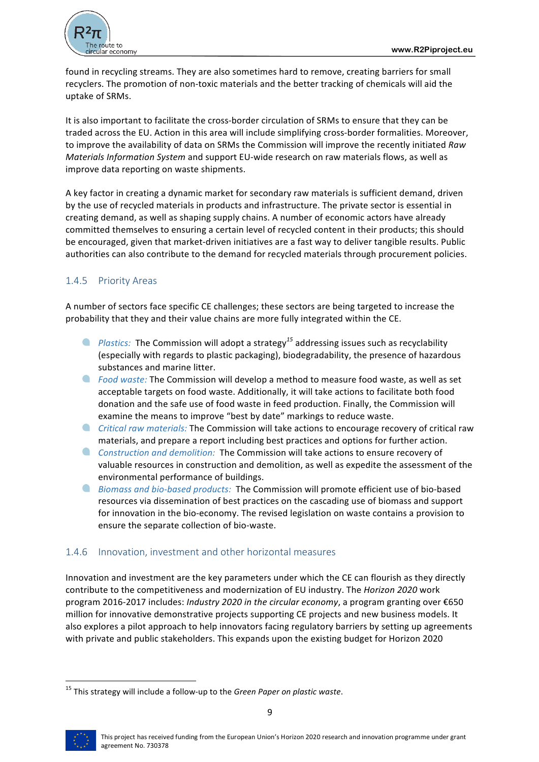found in recycling streams. They are also sometimes hard to remove, creating barriers for small recyclers. The promotion of non-toxic materials and the better tracking of chemicals will aid the uptake of SRMs.

It is also important to facilitate the cross-border circulation of SRMs to ensure that they can be traded across the EU. Action in this area will include simplifying cross-border formalities. Moreover, to improve the availability of data on SRMs the Commission will improve the recently initiated *Raw Materials Information System* and support EU-wide research on raw materials flows, as well as improve data reporting on waste shipments.

A key factor in creating a dynamic market for secondary raw materials is sufficient demand, driven by the use of recycled materials in products and infrastructure. The private sector is essential in creating demand, as well as shaping supply chains. A number of economic actors have already committed themselves to ensuring a certain level of recycled content in their products; this should be encouraged, given that market-driven initiatives are a fast way to deliver tangible results. Public authorities can also contribute to the demand for recycled materials through procurement policies.

### 1.4.5 Priority Areas

A number of sectors face specific CE challenges; these sectors are being targeted to increase the probability that they and their value chains are more fully integrated within the CE.

- *Plastics:* The Commission will adopt a strategy[15] addressing issues such as recyclability (especially with regards to plastic packaging), biodegradability, the presence of hazardous substances and marine litter.
- *Food waste:* The Commission will develop a method to measure food waste, as well as set acceptable targets on food waste. Additionally, it will take actions to facilitate both food donation and the safe use of food waste in feed production. Finally, the Commission will examine the means to improve "best by date" markings to reduce waste.
- *Critical raw materials:* The Commission will take actions to encourage recovery of critical raw materials, and prepare a report including best practices and options for further action.
- *Construction and demolition:* The Commission will take actions to ensure recovery of valuable resources in construction and demolition, as well as expedite the assessment of the environmental performance of buildings.
- *Biomass and bio-based products:* The Commission will promote efficient use of bio-based resources via dissemination of best practices on the cascading use of biomass and support for innovation in the bio-economy. The revised legislation on waste contains a provision to ensure the separate collection of bio-waste.

### 1.4.6 Innovation, investment and other horizontal measures

Innovation and investment are the key parameters under which the CE can flourish as they directly contribute to the competitiveness and modernization of EU industry. The *Horizon 2020* work program 2016-2017 includes: *Industry 2020 in the circular economy*, a program granting over €650 million for innovative demonstrative projects supporting CE projects and new business models. It also explores a pilot approach to help innovators facing regulatory barriers by setting up agreements with private and public stakeholders. This expands upon the existing budget for Horizon 2020

[15] This strategy will include a follow-up to the *Green Paper on plastic waste*.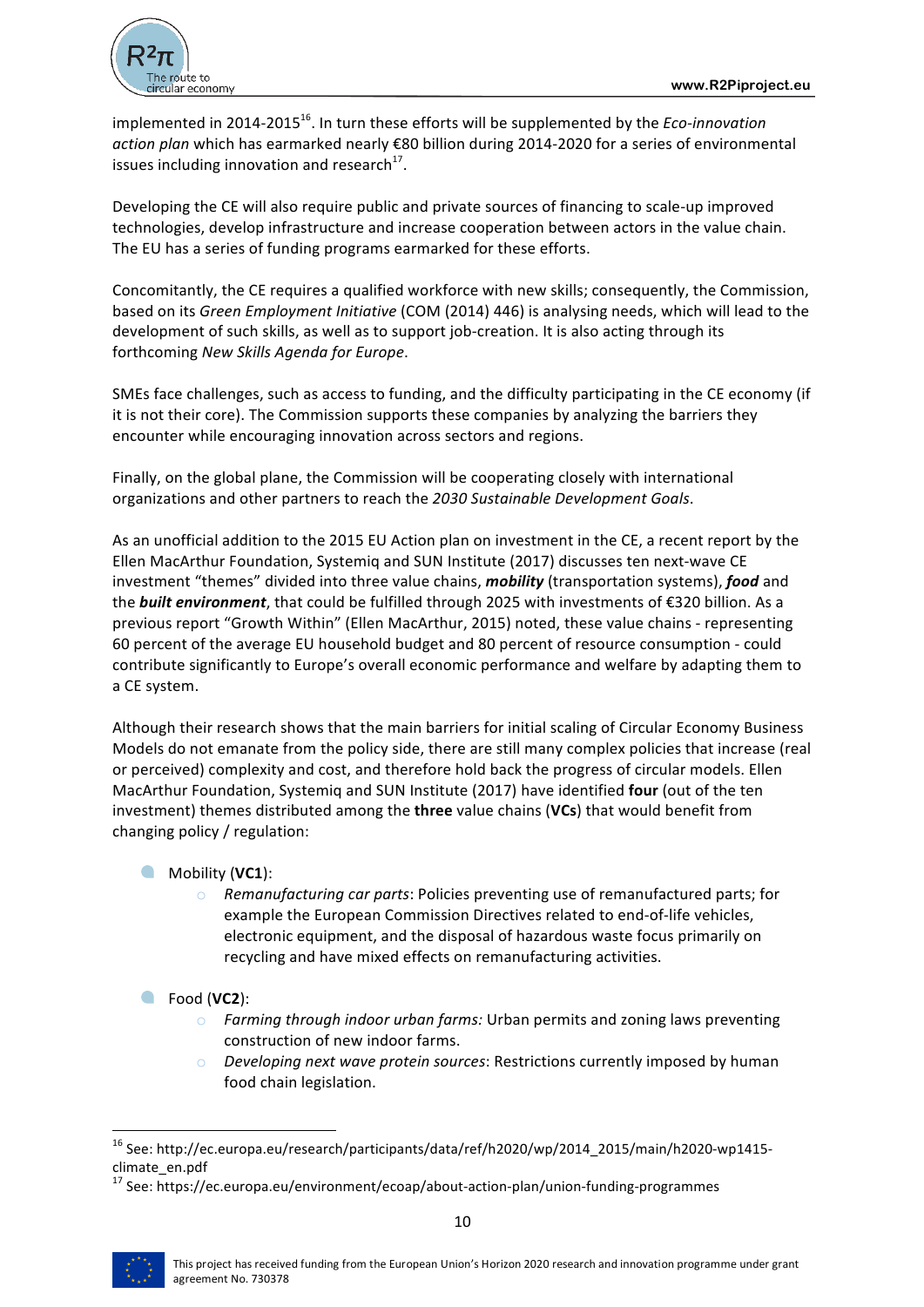implemented in 2014-2015[16]. In turn these efforts will be supplemented by the *Eco-innovation action plan* which has earmarked nearly €80 billion during 2014-2020 for a series of environmental issues including innovation and research[17].

Developing the CE will also require public and private sources of financing to scale-up improved technologies, develop infrastructure and increase cooperation between actors in the value chain. The EU has a series of funding programs earmarked for these efforts.

Concomitantly, the CE requires a qualified workforce with new skills; consequently, the Commission, based on its *Green Employment Initiative* (COM (2014) 446) is analysing needs, which will lead to the development of such skills, as well as to support job-creation. It is also acting through its forthcoming *New Skills Agenda for Europe*.

SMEs face challenges, such as access to funding, and the difficulty participating in the CE economy (if it is not their core). The Commission supports these companies by analyzing the barriers they encounter while encouraging innovation across sectors and regions.

Finally, on the global plane, the Commission will be cooperating closely with international organizations and other partners to reach the *2030 Sustainable Development Goals*.

As an unofficial addition to the 2015 EU Action plan on investment in the CE, a recent report by the Ellen MacArthur Foundation, Systemiq and SUN Institute (2017) discusses ten next-wave CE investment "themes" divided into three value chains, ***mobility*** (transportation systems), ***food*** and the ***built environment***, that could be fulfilled through 2025 with investments of €320 billion. As a previous report "Growth Within" (Ellen MacArthur, 2015) noted, these value chains - representing 60 percent of the average EU household budget and 80 percent of resource consumption - could contribute significantly to Europe's overall economic performance and welfare by adapting them to a CE system.

Although their research shows that the main barriers for initial scaling of Circular Economy Business Models do not emanate from the policy side, there are still many complex policies that increase (real or perceived) complexity and cost, and therefore hold back the progress of circular models. Ellen MacArthur Foundation, Systemiq and SUN Institute (2017) have identified **four** (out of the ten investment) themes distributed among the **three** value chains (**VCs**) that would benefit from changing policy / regulation:

- Mobility (**VC1**):
  - *Remanufacturing car parts*: Policies preventing use of remanufactured parts; for example the European Commission Directives related to end-of-life vehicles, electronic equipment, and the disposal of hazardous waste focus primarily on recycling and have mixed effects on remanufacturing activities.
- Food (**VC2**):
  - *Farming through indoor urban farms:* Urban permits and zoning laws preventing construction of new indoor farms.
  - *Developing next wave protein sources*: Restrictions currently imposed by human food chain legislation.

---

[16] See: http://ec.europa.eu/research/participants/data/ref/h2020/wp/2014_2015/main/h2020-wp1415-climate_en.pdf

[17] See: https://ec.europa.eu/environment/ecoap/about-action-plan/union-funding-programmes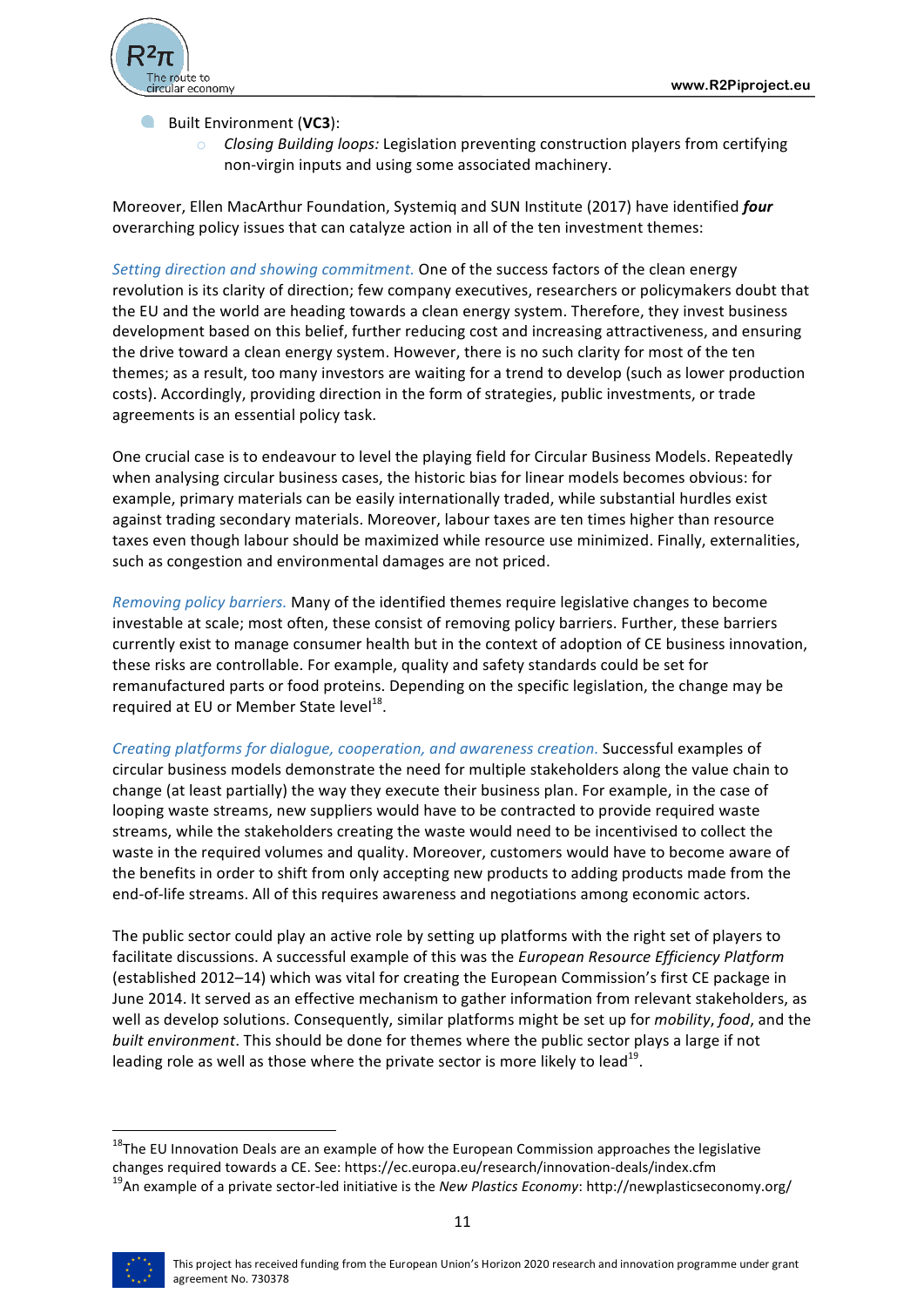- Built Environment (**VC3**):
  - *Closing Building loops:* Legislation preventing construction players from certifying non-virgin inputs and using some associated machinery.

Moreover, Ellen MacArthur Foundation, Systemiq and SUN Institute (2017) have identified ***four*** overarching policy issues that can catalyze action in all of the ten investment themes:

*Setting direction and showing commitment.* One of the success factors of the clean energy revolution is its clarity of direction; few company executives, researchers or policymakers doubt that the EU and the world are heading towards a clean energy system. Therefore, they invest business development based on this belief, further reducing cost and increasing attractiveness, and ensuring the drive toward a clean energy system. However, there is no such clarity for most of the ten themes; as a result, too many investors are waiting for a trend to develop (such as lower production costs). Accordingly, providing direction in the form of strategies, public investments, or trade agreements is an essential policy task.

One crucial case is to endeavour to level the playing field for Circular Business Models. Repeatedly when analysing circular business cases, the historic bias for linear models becomes obvious: for example, primary materials can be easily internationally traded, while substantial hurdles exist against trading secondary materials. Moreover, labour taxes are ten times higher than resource taxes even though labour should be maximized while resource use minimized. Finally, externalities, such as congestion and environmental damages are not priced.

*Removing policy barriers.* Many of the identified themes require legislative changes to become investable at scale; most often, these consist of removing policy barriers. Further, these barriers currently exist to manage consumer health but in the context of adoption of CE business innovation, these risks are controllable. For example, quality and safety standards could be set for remanufactured parts or food proteins. Depending on the specific legislation, the change may be required at EU or Member State level[18].

*Creating platforms for dialogue, cooperation, and awareness creation.* Successful examples of circular business models demonstrate the need for multiple stakeholders along the value chain to change (at least partially) the way they execute their business plan. For example, in the case of looping waste streams, new suppliers would have to be contracted to provide required waste streams, while the stakeholders creating the waste would need to be incentivised to collect the waste in the required volumes and quality. Moreover, customers would have to become aware of the benefits in order to shift from only accepting new products to adding products made from the end-of-life streams. All of this requires awareness and negotiations among economic actors.

The public sector could play an active role by setting up platforms with the right set of players to facilitate discussions. A successful example of this was the *European Resource Efficiency Platform* (established 2012–14) which was vital for creating the European Commission's first CE package in June 2014. It served as an effective mechanism to gather information from relevant stakeholders, as well as develop solutions. Consequently, similar platforms might be set up for *mobility*, *food*, and the *built environment*. This should be done for themes where the public sector plays a large if not leading role as well as those where the private sector is more likely to lead[19].

---

[18] The EU Innovation Deals are an example of how the European Commission approaches the legislative changes required towards a CE. See: https://ec.europa.eu/research/innovation-deals/index.cfm

[19] An example of a private sector-led initiative is the *New Plastics Economy*: http://newplasticseconomy.org/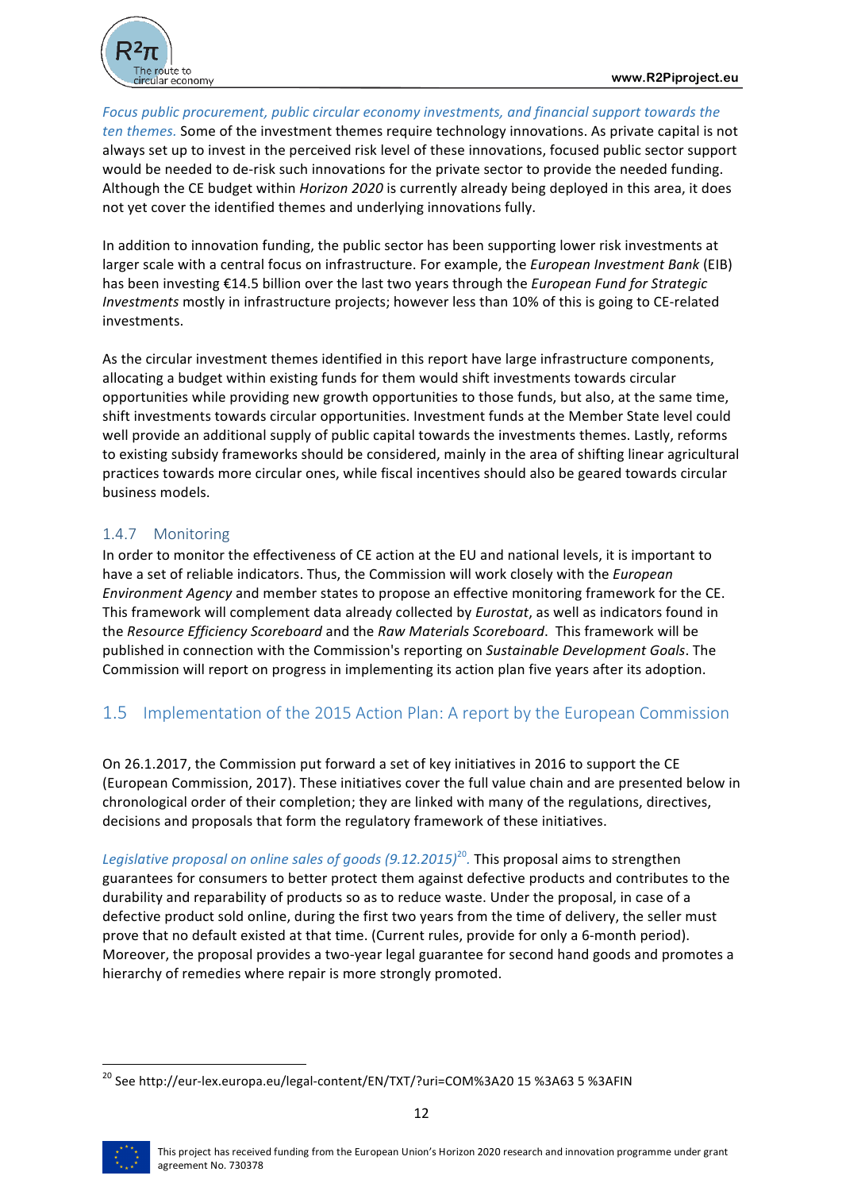*Focus public procurement, public circular economy investments, and financial support towards the ten themes.* Some of the investment themes require technology innovations. As private capital is not always set up to invest in the perceived risk level of these innovations, focused public sector support would be needed to de-risk such innovations for the private sector to provide the needed funding. Although the CE budget within *Horizon 2020* is currently already being deployed in this area, it does not yet cover the identified themes and underlying innovations fully.

In addition to innovation funding, the public sector has been supporting lower risk investments at larger scale with a central focus on infrastructure. For example, the *European Investment Bank* (EIB) has been investing €14.5 billion over the last two years through the *European Fund for Strategic Investments* mostly in infrastructure projects; however less than 10% of this is going to CE-related investments.

As the circular investment themes identified in this report have large infrastructure components, allocating a budget within existing funds for them would shift investments towards circular opportunities while providing new growth opportunities to those funds, but also, at the same time, shift investments towards circular opportunities. Investment funds at the Member State level could well provide an additional supply of public capital towards the investments themes. Lastly, reforms to existing subsidy frameworks should be considered, mainly in the area of shifting linear agricultural practices towards more circular ones, while fiscal incentives should also be geared towards circular business models.

### 1.4.7 Monitoring

In order to monitor the effectiveness of CE action at the EU and national levels, it is important to have a set of reliable indicators. Thus, the Commission will work closely with the *European Environment Agency* and member states to propose an effective monitoring framework for the CE. This framework will complement data already collected by *Eurostat*, as well as indicators found in the *Resource Efficiency Scoreboard* and the *Raw Materials Scoreboard*. This framework will be published in connection with the Commission's reporting on *Sustainable Development Goals*. The Commission will report on progress in implementing its action plan five years after its adoption.

## 1.5 Implementation of the 2015 Action Plan: A report by the European Commission

On 26.1.2017, the Commission put forward a set of key initiatives in 2016 to support the CE (European Commission, 2017). These initiatives cover the full value chain and are presented below in chronological order of their completion; they are linked with many of the regulations, directives, decisions and proposals that form the regulatory framework of these initiatives.

*Legislative proposal on online sales of goods (9.12.2015)*[20]. This proposal aims to strengthen guarantees for consumers to better protect them against defective products and contributes to the durability and reparability of products so as to reduce waste. Under the proposal, in case of a defective product sold online, during the first two years from the time of delivery, the seller must prove that no default existed at that time. (Current rules, provide for only a 6-month period). Moreover, the proposal provides a two-year legal guarantee for second hand goods and promotes a hierarchy of remedies where repair is more strongly promoted.

---

[20] See http://eur-lex.europa.eu/legal-content/EN/TXT/?uri=COM%3A20 15 %3A63 5 %3AFIN

This project has received funding from the European Union's Horizon 2020 research and innovation programme under grant agreement No. 730378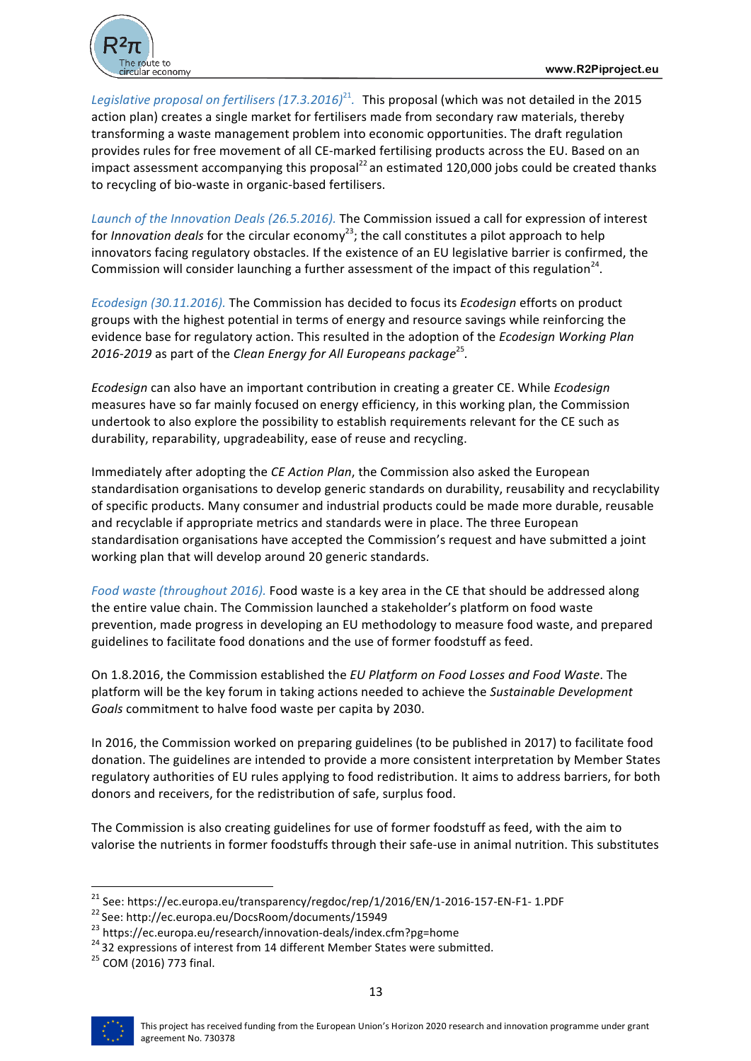*Legislative proposal on fertilisers (17.3.2016)*[21]. This proposal (which was not detailed in the 2015 action plan) creates a single market for fertilisers made from secondary raw materials, thereby transforming a waste management problem into economic opportunities. The draft regulation provides rules for free movement of all CE-marked fertilising products across the EU. Based on an impact assessment accompanying this proposal[22] an estimated 120,000 jobs could be created thanks to recycling of bio-waste in organic-based fertilisers.

*Launch of the Innovation Deals (26.5.2016).* The Commission issued a call for expression of interest for *Innovation deals* for the circular economy[23]; the call constitutes a pilot approach to help innovators facing regulatory obstacles. If the existence of an EU legislative barrier is confirmed, the Commission will consider launching a further assessment of the impact of this regulation[24].

*Ecodesign (30.11.2016).* The Commission has decided to focus its *Ecodesign* efforts on product groups with the highest potential in terms of energy and resource savings while reinforcing the evidence base for regulatory action. This resulted in the adoption of the *Ecodesign Working Plan 2016-2019* as part of the *Clean Energy for All Europeans package*[25].

*Ecodesign* can also have an important contribution in creating a greater CE. While *Ecodesign* measures have so far mainly focused on energy efficiency, in this working plan, the Commission undertook to also explore the possibility to establish requirements relevant for the CE such as durability, reparability, upgradeability, ease of reuse and recycling.

Immediately after adopting the *CE Action Plan*, the Commission also asked the European standardisation organisations to develop generic standards on durability, reusability and recyclability of specific products. Many consumer and industrial products could be made more durable, reusable and recyclable if appropriate metrics and standards were in place. The three European standardisation organisations have accepted the Commission's request and have submitted a joint working plan that will develop around 20 generic standards.

*Food waste (throughout 2016).* Food waste is a key area in the CE that should be addressed along the entire value chain. The Commission launched a stakeholder's platform on food waste prevention, made progress in developing an EU methodology to measure food waste, and prepared guidelines to facilitate food donations and the use of former foodstuff as feed.

On 1.8.2016, the Commission established the *EU Platform on Food Losses and Food Waste*. The platform will be the key forum in taking actions needed to achieve the *Sustainable Development Goals* commitment to halve food waste per capita by 2030.

In 2016, the Commission worked on preparing guidelines (to be published in 2017) to facilitate food donation. The guidelines are intended to provide a more consistent interpretation by Member States regulatory authorities of EU rules applying to food redistribution. It aims to address barriers, for both donors and receivers, for the redistribution of safe, surplus food.

The Commission is also creating guidelines for use of former foodstuff as feed, with the aim to valorise the nutrients in former foodstuffs through their safe-use in animal nutrition. This substitutes

---

[21] See: https://ec.europa.eu/transparency/regdoc/rep/1/2016/EN/1-2016-157-EN-F1- 1.PDF

[22] See: http://ec.europa.eu/DocsRoom/documents/15949

[23] https://ec.europa.eu/research/innovation-deals/index.cfm?pg=home

[24] 32 expressions of interest from 14 different Member States were submitted.

[25] COM (2016) 773 final.

This project has received funding from the European Union's Horizon 2020 research and innovation programme under grant agreement No. 730378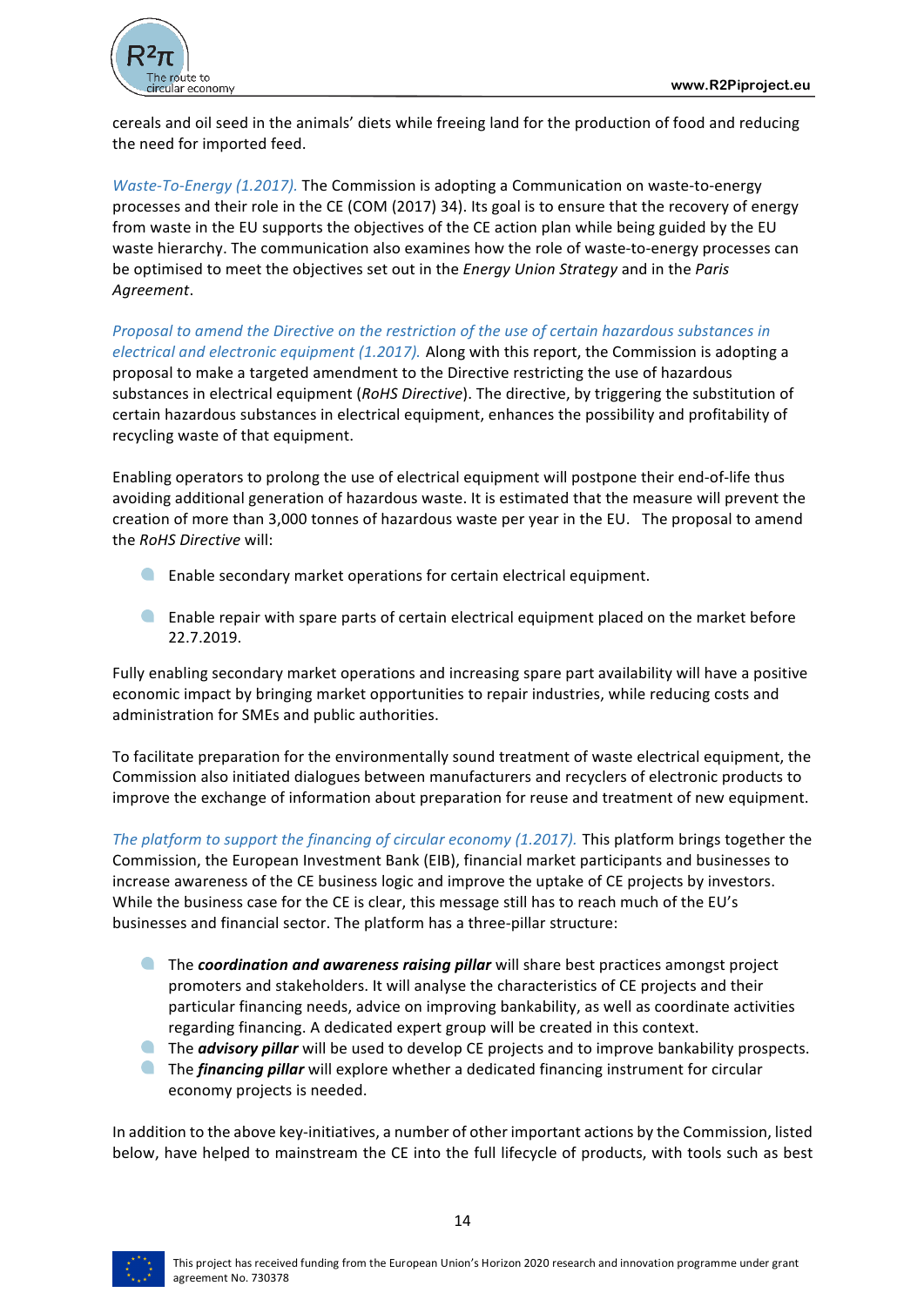cereals and oil seed in the animals' diets while freeing land for the production of food and reducing the need for imported feed.

*Waste-To-Energy (1.2017).* The Commission is adopting a Communication on waste-to-energy processes and their role in the CE (COM (2017) 34). Its goal is to ensure that the recovery of energy from waste in the EU supports the objectives of the CE action plan while being guided by the EU waste hierarchy. The communication also examines how the role of waste-to-energy processes can be optimised to meet the objectives set out in the *Energy Union Strategy* and in the *Paris Agreement*.

*Proposal to amend the Directive on the restriction of the use of certain hazardous substances in electrical and electronic equipment (1.2017).* Along with this report, the Commission is adopting a proposal to make a targeted amendment to the Directive restricting the use of hazardous substances in electrical equipment (*RoHS Directive*). The directive, by triggering the substitution of certain hazardous substances in electrical equipment, enhances the possibility and profitability of recycling waste of that equipment.

Enabling operators to prolong the use of electrical equipment will postpone their end-of-life thus avoiding additional generation of hazardous waste. It is estimated that the measure will prevent the creation of more than 3,000 tonnes of hazardous waste per year in the EU. The proposal to amend the *RoHS Directive* will:

- Enable secondary market operations for certain electrical equipment.
- Enable repair with spare parts of certain electrical equipment placed on the market before 22.7.2019.

Fully enabling secondary market operations and increasing spare part availability will have a positive economic impact by bringing market opportunities to repair industries, while reducing costs and administration for SMEs and public authorities.

To facilitate preparation for the environmentally sound treatment of waste electrical equipment, the Commission also initiated dialogues between manufacturers and recyclers of electronic products to improve the exchange of information about preparation for reuse and treatment of new equipment.

*The platform to support the financing of circular economy (1.2017).* This platform brings together the Commission, the European Investment Bank (EIB), financial market participants and businesses to increase awareness of the CE business logic and improve the uptake of CE projects by investors. While the business case for the CE is clear, this message still has to reach much of the EU's businesses and financial sector. The platform has a three-pillar structure:

- The ***coordination and awareness raising pillar*** will share best practices amongst project promoters and stakeholders. It will analyse the characteristics of CE projects and their particular financing needs, advice on improving bankability, as well as coordinate activities regarding financing. A dedicated expert group will be created in this context.
- The ***advisory pillar*** will be used to develop CE projects and to improve bankability prospects.
- The ***financing pillar*** will explore whether a dedicated financing instrument for circular economy projects is needed.

In addition to the above key-initiatives, a number of other important actions by the Commission, listed below, have helped to mainstream the CE into the full lifecycle of products, with tools such as best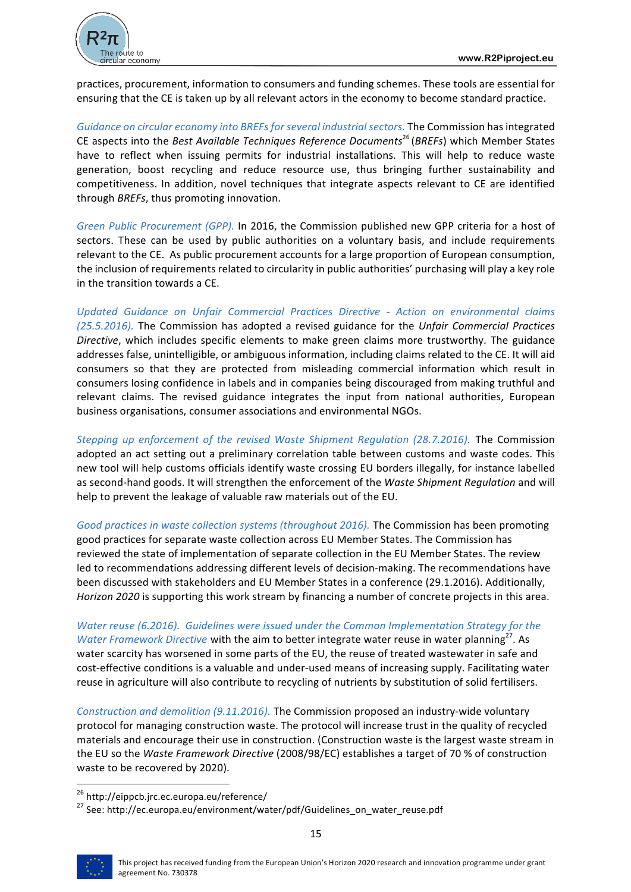practices, procurement, information to consumers and funding schemes. These tools are essential for ensuring that the CE is taken up by all relevant actors in the economy to become standard practice.

*Guidance on circular economy into BREFs for several industrial sectors.* The Commission has integrated CE aspects into the *Best Available Techniques Reference Documents*[26] (*BREFs*) which Member States have to reflect when issuing permits for industrial installations. This will help to reduce waste generation, boost recycling and reduce resource use, thus bringing further sustainability and competitiveness. In addition, novel techniques that integrate aspects relevant to CE are identified through *BREFs*, thus promoting innovation.

*Green Public Procurement (GPP).* In 2016, the Commission published new GPP criteria for a host of sectors. These can be used by public authorities on a voluntary basis, and include requirements relevant to the CE. As public procurement accounts for a large proportion of European consumption, the inclusion of requirements related to circularity in public authorities' purchasing will play a key role in the transition towards a CE.

*Updated Guidance on Unfair Commercial Practices Directive - Action on environmental claims (25.5.2016).* The Commission has adopted a revised guidance for the *Unfair Commercial Practices Directive*, which includes specific elements to make green claims more trustworthy. The guidance addresses false, unintelligible, or ambiguous information, including claims related to the CE. It will aid consumers so that they are protected from misleading commercial information which result in consumers losing confidence in labels and in companies being discouraged from making truthful and relevant claims. The revised guidance integrates the input from national authorities, European business organisations, consumer associations and environmental NGOs.

*Stepping up enforcement of the revised Waste Shipment Regulation (28.7.2016).* The Commission adopted an act setting out a preliminary correlation table between customs and waste codes. This new tool will help customs officials identify waste crossing EU borders illegally, for instance labelled as second-hand goods. It will strengthen the enforcement of the *Waste Shipment Regulation* and will help to prevent the leakage of valuable raw materials out of the EU.

*Good practices in waste collection systems (throughout 2016).* The Commission has been promoting good practices for separate waste collection across EU Member States. The Commission has reviewed the state of implementation of separate collection in the EU Member States. The review led to recommendations addressing different levels of decision-making. The recommendations have been discussed with stakeholders and EU Member States in a conference (29.1.2016). Additionally, *Horizon 2020* is supporting this work stream by financing a number of concrete projects in this area.

*Water reuse (6.2016). Guidelines were issued under the Common Implementation Strategy for the Water Framework Directive* with the aim to better integrate water reuse in water planning[27]. As water scarcity has worsened in some parts of the EU, the reuse of treated wastewater in safe and cost-effective conditions is a valuable and under-used means of increasing supply. Facilitating water reuse in agriculture will also contribute to recycling of nutrients by substitution of solid fertilisers.

*Construction and demolition (9.11.2016).* The Commission proposed an industry-wide voluntary protocol for managing construction waste. The protocol will increase trust in the quality of recycled materials and encourage their use in construction. (Construction waste is the largest waste stream in the EU so the *Waste Framework Directive* (2008/98/EC) establishes a target of 70 % of construction waste to be recovered by 2020).

[26] http://eippcb.jrc.ec.europa.eu/reference/

[27] See: http://ec.europa.eu/environment/water/pdf/Guidelines_on_water_reuse.pdf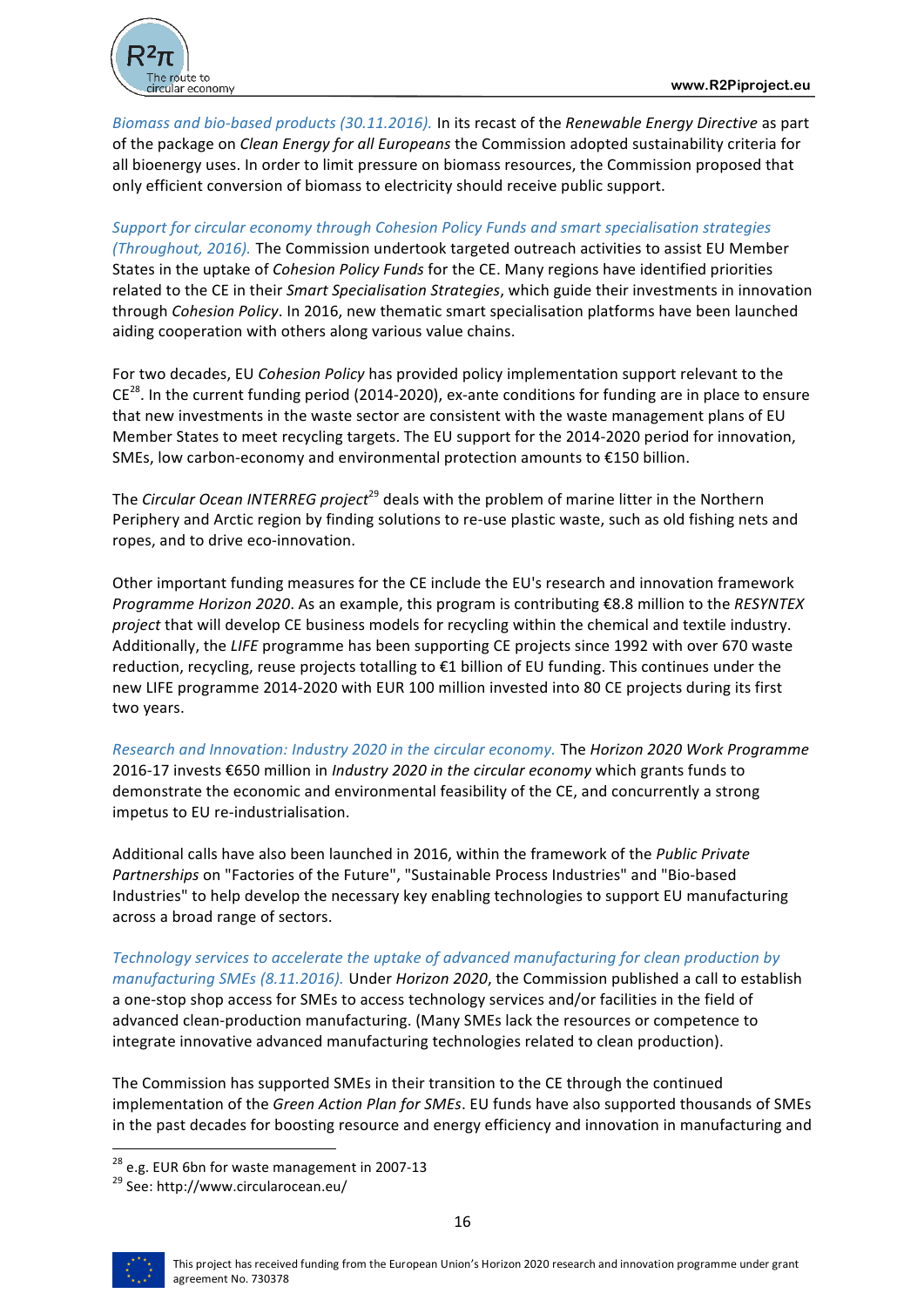*Biomass and bio-based products (30.11.2016).* In its recast of the *Renewable Energy Directive* as part of the package on *Clean Energy for all Europeans* the Commission adopted sustainability criteria for all bioenergy uses. In order to limit pressure on biomass resources, the Commission proposed that only efficient conversion of biomass to electricity should receive public support.

*Support for circular economy through Cohesion Policy Funds and smart specialisation strategies (Throughout, 2016).* The Commission undertook targeted outreach activities to assist EU Member States in the uptake of *Cohesion Policy Funds* for the CE. Many regions have identified priorities related to the CE in their *Smart Specialisation Strategies*, which guide their investments in innovation through *Cohesion Policy*. In 2016, new thematic smart specialisation platforms have been launched aiding cooperation with others along various value chains.

For two decades, EU *Cohesion Policy* has provided policy implementation support relevant to the CE[28]. In the current funding period (2014-2020), ex-ante conditions for funding are in place to ensure that new investments in the waste sector are consistent with the waste management plans of EU Member States to meet recycling targets. The EU support for the 2014-2020 period for innovation, SMEs, low carbon-economy and environmental protection amounts to €150 billion.

The *Circular Ocean INTERREG project*[29] deals with the problem of marine litter in the Northern Periphery and Arctic region by finding solutions to re-use plastic waste, such as old fishing nets and ropes, and to drive eco-innovation.

Other important funding measures for the CE include the EU's research and innovation framework *Programme Horizon 2020*. As an example, this program is contributing €8.8 million to the *RESYNTEX project* that will develop CE business models for recycling within the chemical and textile industry. Additionally, the *LIFE* programme has been supporting CE projects since 1992 with over 670 waste reduction, recycling, reuse projects totalling to €1 billion of EU funding. This continues under the new LIFE programme 2014-2020 with EUR 100 million invested into 80 CE projects during its first two years.

*Research and Innovation: Industry 2020 in the circular economy.* The *Horizon 2020 Work Programme* 2016-17 invests €650 million in *Industry 2020 in the circular economy* which grants funds to demonstrate the economic and environmental feasibility of the CE, and concurrently a strong impetus to EU re-industrialisation.

Additional calls have also been launched in 2016, within the framework of the *Public Private Partnerships* on "Factories of the Future", "Sustainable Process Industries" and "Bio-based Industries" to help develop the necessary key enabling technologies to support EU manufacturing across a broad range of sectors.

*Technology services to accelerate the uptake of advanced manufacturing for clean production by manufacturing SMEs (8.11.2016).* Under *Horizon 2020*, the Commission published a call to establish a one-stop shop access for SMEs to access technology services and/or facilities in the field of advanced clean-production manufacturing. (Many SMEs lack the resources or competence to integrate innovative advanced manufacturing technologies related to clean production).

The Commission has supported SMEs in their transition to the CE through the continued implementation of the *Green Action Plan for SMEs*. EU funds have also supported thousands of SMEs in the past decades for boosting resource and energy efficiency and innovation in manufacturing and

---

[28] e.g. EUR 6bn for waste management in 2007-13

[29] See: http://www.circularocean.eu/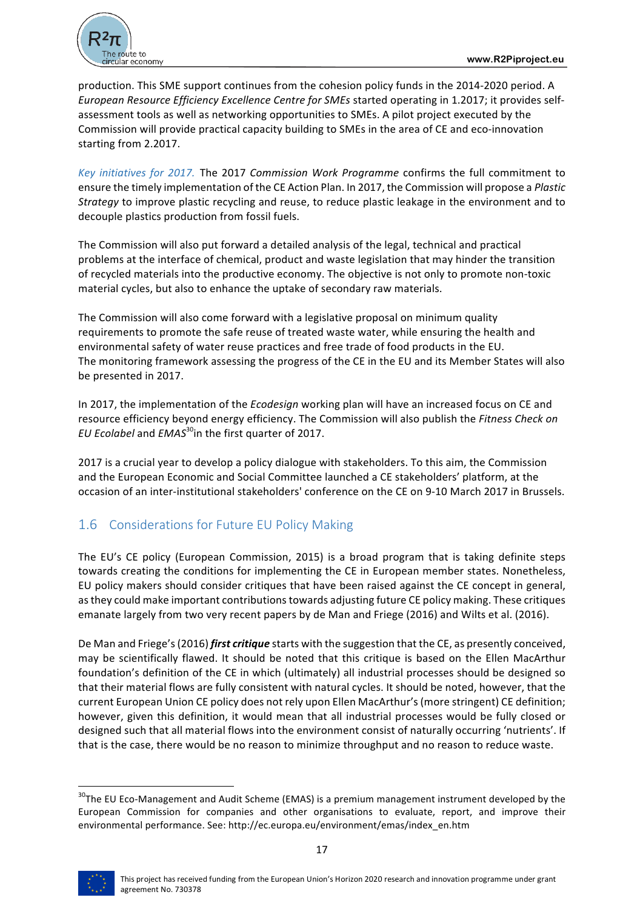production. This SME support continues from the cohesion policy funds in the 2014-2020 period. A *European Resource Efficiency Excellence Centre for SMEs* started operating in 1.2017; it provides self-assessment tools as well as networking opportunities to SMEs. A pilot project executed by the Commission will provide practical capacity building to SMEs in the area of CE and eco-innovation starting from 2.2017.

*Key initiatives for 2017.* The 2017 *Commission Work Programme* confirms the full commitment to ensure the timely implementation of the CE Action Plan. In 2017, the Commission will propose a *Plastic Strategy* to improve plastic recycling and reuse, to reduce plastic leakage in the environment and to decouple plastics production from fossil fuels.

The Commission will also put forward a detailed analysis of the legal, technical and practical problems at the interface of chemical, product and waste legislation that may hinder the transition of recycled materials into the productive economy. The objective is not only to promote non-toxic material cycles, but also to enhance the uptake of secondary raw materials.

The Commission will also come forward with a legislative proposal on minimum quality requirements to promote the safe reuse of treated waste water, while ensuring the health and environmental safety of water reuse practices and free trade of food products in the EU. The monitoring framework assessing the progress of the CE in the EU and its Member States will also be presented in 2017.

In 2017, the implementation of the *Ecodesign* working plan will have an increased focus on CE and resource efficiency beyond energy efficiency. The Commission will also publish the *Fitness Check on EU Ecolabel* and *EMAS*[30]in the first quarter of 2017.

2017 is a crucial year to develop a policy dialogue with stakeholders. To this aim, the Commission and the European Economic and Social Committee launched a CE stakeholders' platform, at the occasion of an inter-institutional stakeholders' conference on the CE on 9-10 March 2017 in Brussels.

## 1.6 Considerations for Future EU Policy Making

The EU's CE policy (European Commission, 2015) is a broad program that is taking definite steps towards creating the conditions for implementing the CE in European member states. Nonetheless, EU policy makers should consider critiques that have been raised against the CE concept in general, as they could make important contributions towards adjusting future CE policy making. These critiques emanate largely from two very recent papers by de Man and Friege (2016) and Wilts et al. (2016).

De Man and Friege's (2016) ***first critique*** starts with the suggestion that the CE, as presently conceived, may be scientifically flawed. It should be noted that this critique is based on the Ellen MacArthur foundation's definition of the CE in which (ultimately) all industrial processes should be designed so that their material flows are fully consistent with natural cycles. It should be noted, however, that the current European Union CE policy does not rely upon Ellen MacArthur's (more stringent) CE definition; however, given this definition, it would mean that all industrial processes would be fully closed or designed such that all material flows into the environment consist of naturally occurring 'nutrients'. If that is the case, there would be no reason to minimize throughput and no reason to reduce waste.

[30]The EU Eco-Management and Audit Scheme (EMAS) is a premium management instrument developed by the European Commission for companies and other organisations to evaluate, report, and improve their environmental performance. See: http://ec.europa.eu/environment/emas/index_en.htm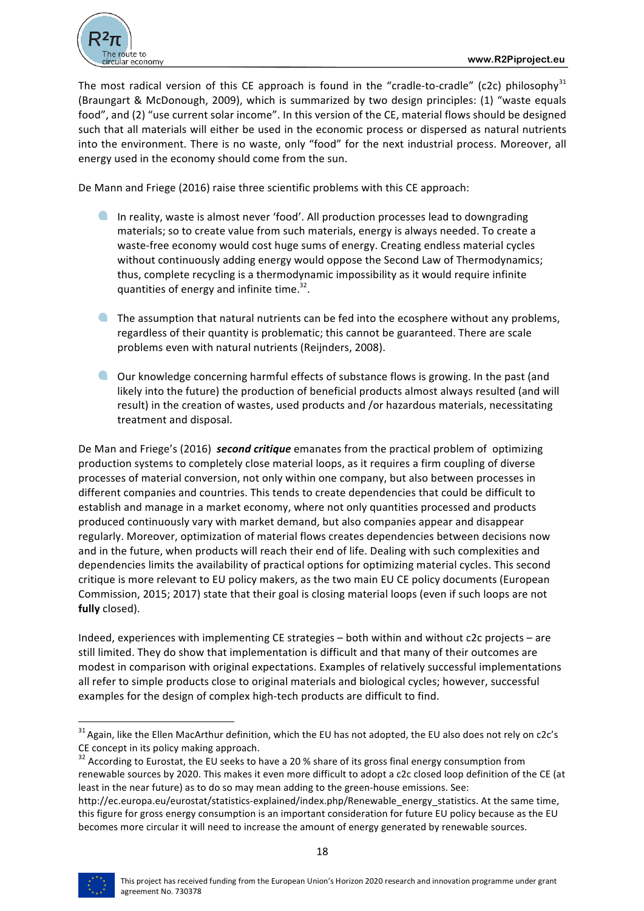The most radical version of this CE approach is found in the "cradle-to-cradle" (c2c) philosophy[31] (Braungart & McDonough, 2009), which is summarized by two design principles: (1) "waste equals food", and (2) "use current solar income". In this version of the CE, material flows should be designed such that all materials will either be used in the economic process or dispersed as natural nutrients into the environment. There is no waste, only "food" for the next industrial process. Moreover, all energy used in the economy should come from the sun.

De Mann and Friege (2016) raise three scientific problems with this CE approach:

- In reality, waste is almost never 'food'. All production processes lead to downgrading materials; so to create value from such materials, energy is always needed. To create a waste-free economy would cost huge sums of energy. Creating endless material cycles without continuously adding energy would oppose the Second Law of Thermodynamics; thus, complete recycling is a thermodynamic impossibility as it would require infinite quantities of energy and infinite time.[32].

- The assumption that natural nutrients can be fed into the ecosphere without any problems, regardless of their quantity is problematic; this cannot be guaranteed. There are scale problems even with natural nutrients (Reijnders, 2008).

- Our knowledge concerning harmful effects of substance flows is growing. In the past (and likely into the future) the production of beneficial products almost always resulted (and will result) in the creation of wastes, used products and /or hazardous materials, necessitating treatment and disposal.

De Man and Friege's (2016) ***second critique*** emanates from the practical problem of optimizing production systems to completely close material loops, as it requires a firm coupling of diverse processes of material conversion, not only within one company, but also between processes in different companies and countries. This tends to create dependencies that could be difficult to establish and manage in a market economy, where not only quantities processed and products produced continuously vary with market demand, but also companies appear and disappear regularly. Moreover, optimization of material flows creates dependencies between decisions now and in the future, when products will reach their end of life. Dealing with such complexities and dependencies limits the availability of practical options for optimizing material cycles. This second critique is more relevant to EU policy makers, as the two main EU CE policy documents (European Commission, 2015; 2017) state that their goal is closing material loops (even if such loops are not **fully** closed).

Indeed, experiences with implementing CE strategies – both within and without c2c projects – are still limited. They do show that implementation is difficult and that many of their outcomes are modest in comparison with original expectations. Examples of relatively successful implementations all refer to simple products close to original materials and biological cycles; however, successful examples for the design of complex high-tech products are difficult to find.

---

[31] Again, like the Ellen MacArthur definition, which the EU has not adopted, the EU also does not rely on c2c's CE concept in its policy making approach.

[32] According to Eurostat, the EU seeks to have a 20 % share of its gross final energy consumption from renewable sources by 2020. This makes it even more difficult to adopt a c2c closed loop definition of the CE (at least in the near future) as to do so may mean adding to the green-house emissions. See: http://ec.europa.eu/eurostat/statistics-explained/index.php/Renewable_energy_statistics. At the same time, this figure for gross energy consumption is an important consideration for future EU policy because as the EU becomes more circular it will need to increase the amount of energy generated by renewable sources.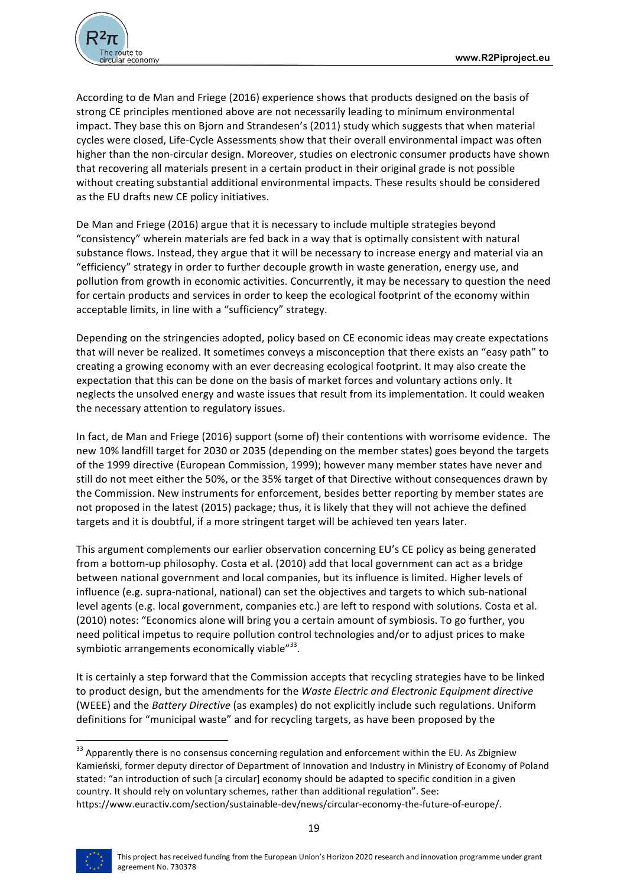According to de Man and Friege (2016) experience shows that products designed on the basis of strong CE principles mentioned above are not necessarily leading to minimum environmental impact. They base this on Bjorn and Strandesen's (2011) study which suggests that when material cycles were closed, Life-Cycle Assessments show that their overall environmental impact was often higher than the non-circular design. Moreover, studies on electronic consumer products have shown that recovering all materials present in a certain product in their original grade is not possible without creating substantial additional environmental impacts. These results should be considered as the EU drafts new CE policy initiatives.

De Man and Friege (2016) argue that it is necessary to include multiple strategies beyond "consistency" wherein materials are fed back in a way that is optimally consistent with natural substance flows. Instead, they argue that it will be necessary to increase energy and material via an "efficiency" strategy in order to further decouple growth in waste generation, energy use, and pollution from growth in economic activities. Concurrently, it may be necessary to question the need for certain products and services in order to keep the ecological footprint of the economy within acceptable limits, in line with a "sufficiency" strategy.

Depending on the stringencies adopted, policy based on CE economic ideas may create expectations that will never be realized. It sometimes conveys a misconception that there exists an "easy path" to creating a growing economy with an ever decreasing ecological footprint. It may also create the expectation that this can be done on the basis of market forces and voluntary actions only. It neglects the unsolved energy and waste issues that result from its implementation. It could weaken the necessary attention to regulatory issues.

In fact, de Man and Friege (2016) support (some of) their contentions with worrisome evidence. The new 10% landfill target for 2030 or 2035 (depending on the member states) goes beyond the targets of the 1999 directive (European Commission, 1999); however many member states have never and still do not meet either the 50%, or the 35% target of that Directive without consequences drawn by the Commission. New instruments for enforcement, besides better reporting by member states are not proposed in the latest (2015) package; thus, it is likely that they will not achieve the defined targets and it is doubtful, if a more stringent target will be achieved ten years later.

This argument complements our earlier observation concerning EU's CE policy as being generated from a bottom-up philosophy. Costa et al. (2010) add that local government can act as a bridge between national government and local companies, but its influence is limited. Higher levels of influence (e.g. supra-national, national) can set the objectives and targets to which sub-national level agents (e.g. local government, companies etc.) are left to respond with solutions. Costa et al. (2010) notes: "Economics alone will bring you a certain amount of symbiosis. To go further, you need political impetus to require pollution control technologies and/or to adjust prices to make symbiotic arrangements economically viable"[33].

It is certainly a step forward that the Commission accepts that recycling strategies have to be linked to product design, but the amendments for the *Waste Electric and Electronic Equipment directive* (WEEE) and the *Battery Directive* (as examples) do not explicitly include such regulations. Uniform definitions for "municipal waste" and for recycling targets, as have been proposed by the

---

[33] Apparently there is no consensus concerning regulation and enforcement within the EU. As Zbigniew Kamieński, former deputy director of Department of Innovation and Industry in Ministry of Economy of Poland stated: "an introduction of such [a circular] economy should be adapted to specific condition in a given country. It should rely on voluntary schemes, rather than additional regulation". See: https://www.euractiv.com/section/sustainable-dev/news/circular-economy-the-future-of-europe/.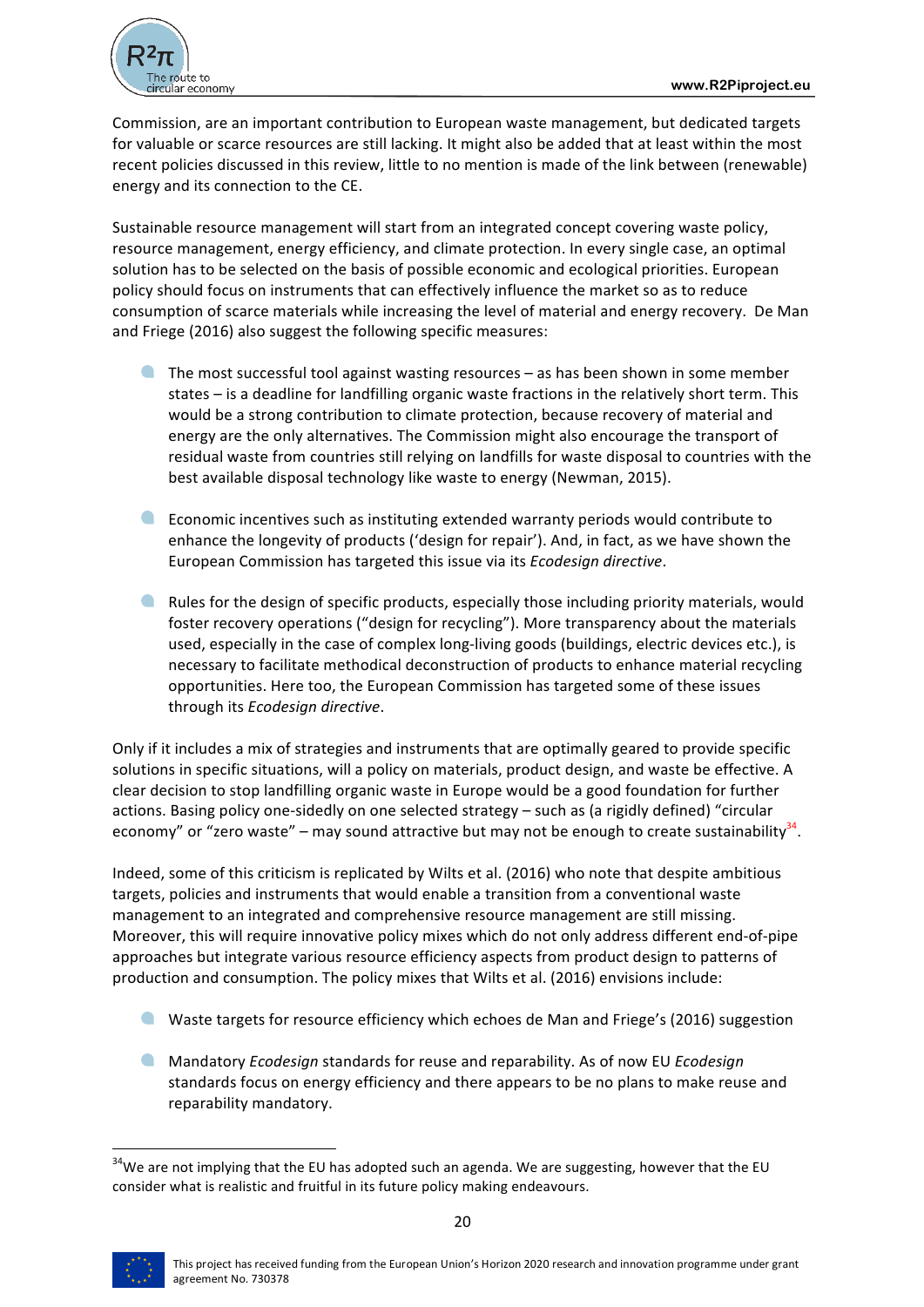Commission, are an important contribution to European waste management, but dedicated targets for valuable or scarce resources are still lacking. It might also be added that at least within the most recent policies discussed in this review, little to no mention is made of the link between (renewable) energy and its connection to the CE.

Sustainable resource management will start from an integrated concept covering waste policy, resource management, energy efficiency, and climate protection. In every single case, an optimal solution has to be selected on the basis of possible economic and ecological priorities. European policy should focus on instruments that can effectively influence the market so as to reduce consumption of scarce materials while increasing the level of material and energy recovery. De Man and Friege (2016) also suggest the following specific measures:

- The most successful tool against wasting resources – as has been shown in some member states – is a deadline for landfilling organic waste fractions in the relatively short term. This would be a strong contribution to climate protection, because recovery of material and energy are the only alternatives. The Commission might also encourage the transport of residual waste from countries still relying on landfills for waste disposal to countries with the best available disposal technology like waste to energy (Newman, 2015).

- Economic incentives such as instituting extended warranty periods would contribute to enhance the longevity of products ('design for repair'). And, in fact, as we have shown the European Commission has targeted this issue via its *Ecodesign directive*.

- Rules for the design of specific products, especially those including priority materials, would foster recovery operations ("design for recycling"). More transparency about the materials used, especially in the case of complex long-living goods (buildings, electric devices etc.), is necessary to facilitate methodical deconstruction of products to enhance material recycling opportunities. Here too, the European Commission has targeted some of these issues through its *Ecodesign directive*.

Only if it includes a mix of strategies and instruments that are optimally geared to provide specific solutions in specific situations, will a policy on materials, product design, and waste be effective. A clear decision to stop landfilling organic waste in Europe would be a good foundation for further actions. Basing policy one-sidedly on one selected strategy – such as (a rigidly defined) "circular economy" or "zero waste" – may sound attractive but may not be enough to create sustainability[34].

Indeed, some of this criticism is replicated by Wilts et al. (2016) who note that despite ambitious targets, policies and instruments that would enable a transition from a conventional waste management to an integrated and comprehensive resource management are still missing. Moreover, this will require innovative policy mixes which do not only address different end-of-pipe approaches but integrate various resource efficiency aspects from product design to patterns of production and consumption. The policy mixes that Wilts et al. (2016) envisions include:

- Waste targets for resource efficiency which echoes de Man and Friege's (2016) suggestion

- Mandatory *Ecodesign* standards for reuse and reparability. As of now EU *Ecodesign* standards focus on energy efficiency and there appears to be no plans to make reuse and reparability mandatory.

[34] We are not implying that the EU has adopted such an agenda. We are suggesting, however that the EU consider what is realistic and fruitful in its future policy making endeavours.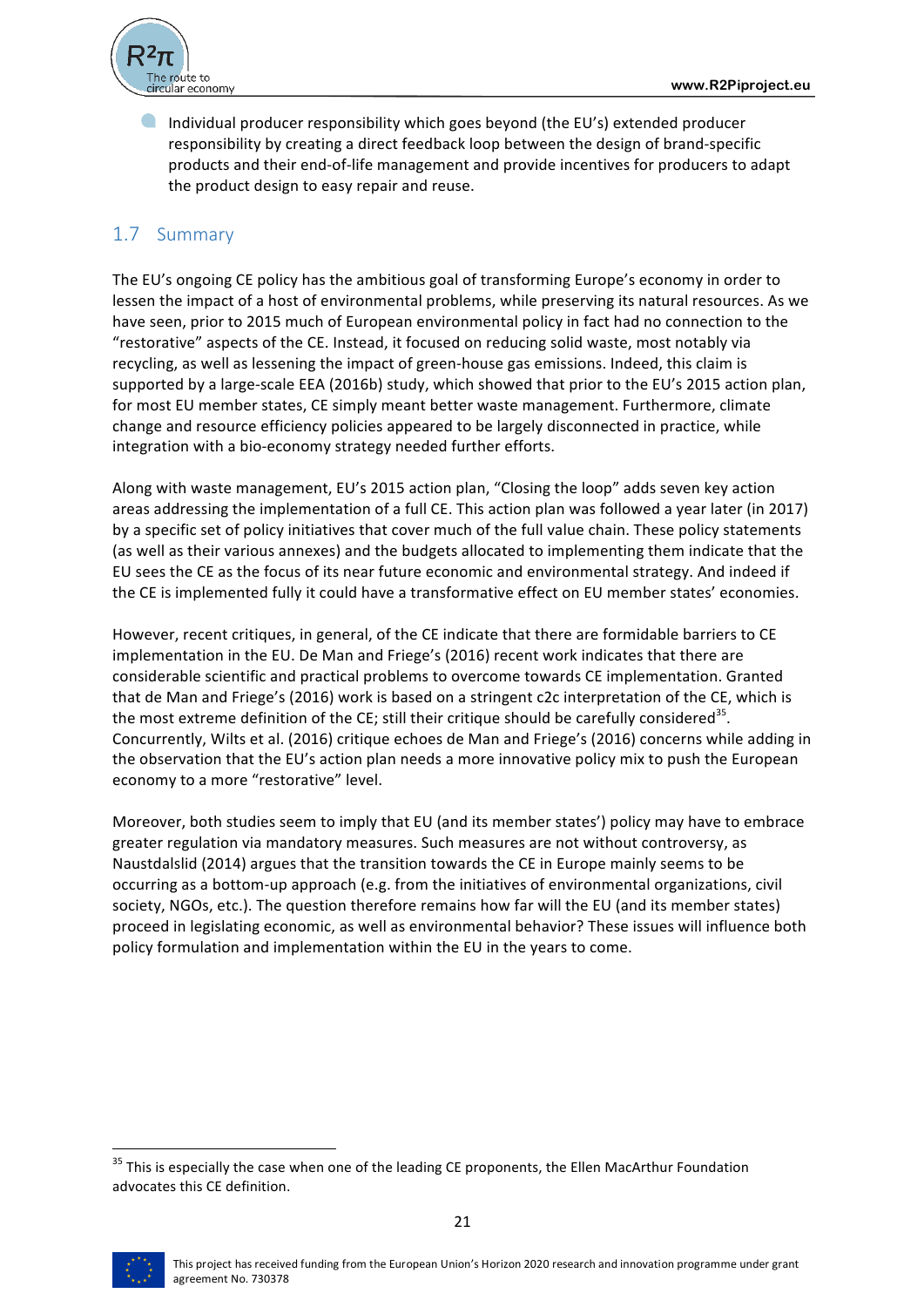- Individual producer responsibility which goes beyond (the EU's) extended producer responsibility by creating a direct feedback loop between the design of brand-specific products and their end-of-life management and provide incentives for producers to adapt the product design to easy repair and reuse.

## 1.7 Summary

The EU's ongoing CE policy has the ambitious goal of transforming Europe's economy in order to lessen the impact of a host of environmental problems, while preserving its natural resources. As we have seen, prior to 2015 much of European environmental policy in fact had no connection to the "restorative" aspects of the CE. Instead, it focused on reducing solid waste, most notably via recycling, as well as lessening the impact of green-house gas emissions. Indeed, this claim is supported by a large-scale EEA (2016b) study, which showed that prior to the EU's 2015 action plan, for most EU member states, CE simply meant better waste management. Furthermore, climate change and resource efficiency policies appeared to be largely disconnected in practice, while integration with a bio-economy strategy needed further efforts.

Along with waste management, EU's 2015 action plan, "Closing the loop" adds seven key action areas addressing the implementation of a full CE. This action plan was followed a year later (in 2017) by a specific set of policy initiatives that cover much of the full value chain. These policy statements (as well as their various annexes) and the budgets allocated to implementing them indicate that the EU sees the CE as the focus of its near future economic and environmental strategy. And indeed if the CE is implemented fully it could have a transformative effect on EU member states' economies.

However, recent critiques, in general, of the CE indicate that there are formidable barriers to CE implementation in the EU. De Man and Friege's (2016) recent work indicates that there are considerable scientific and practical problems to overcome towards CE implementation. Granted that de Man and Friege's (2016) work is based on a stringent c2c interpretation of the CE, which is the most extreme definition of the CE; still their critique should be carefully considered[35]. Concurrently, Wilts et al. (2016) critique echoes de Man and Friege's (2016) concerns while adding in the observation that the EU's action plan needs a more innovative policy mix to push the European economy to a more "restorative" level.

Moreover, both studies seem to imply that EU (and its member states') policy may have to embrace greater regulation via mandatory measures. Such measures are not without controversy, as Naustdalslid (2014) argues that the transition towards the CE in Europe mainly seems to be occurring as a bottom-up approach (e.g. from the initiatives of environmental organizations, civil society, NGOs, etc.). The question therefore remains how far will the EU (and its member states) proceed in legislating economic, as well as environmental behavior? These issues will influence both policy formulation and implementation within the EU in the years to come.

[35] This is especially the case when one of the leading CE proponents, the Ellen MacArthur Foundation advocates this CE definition.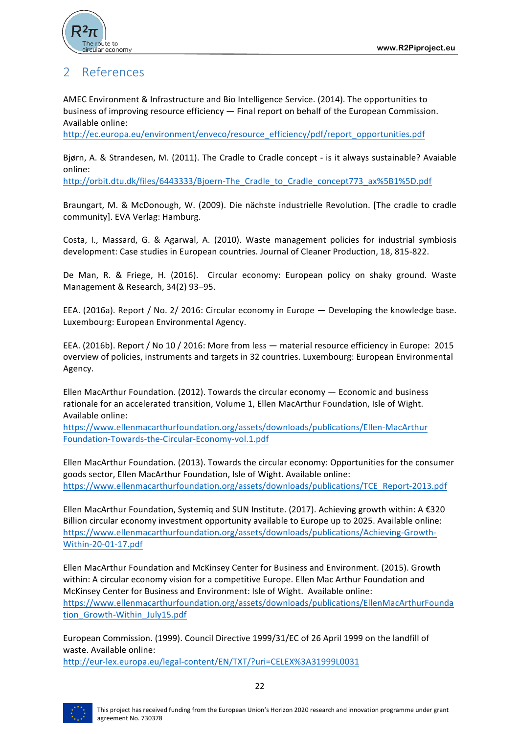## 2 References

AMEC Environment & Infrastructure and Bio Intelligence Service. (2014). The opportunities to business of improving resource efficiency — Final report on behalf of the European Commission. Available online:
http://ec.europa.eu/environment/enveco/resource_efficiency/pdf/report_opportunities.pdf

Bjørn, A. & Strandesen, M. (2011). The Cradle to Cradle concept - is it always sustainable? Avaiable online:
http://orbit.dtu.dk/files/6443333/Bjoern-The_Cradle_to_Cradle_concept773_ax%5B1%5D.pdf

Braungart, M. & McDonough, W. (2009). Die nächste industrielle Revolution. [The cradle to cradle community]. EVA Verlag: Hamburg.

Costa, I., Massard, G. & Agarwal, A. (2010). Waste management policies for industrial symbiosis development: Case studies in European countries. Journal of Cleaner Production, 18, 815-822.

De Man, R. & Friege, H. (2016). Circular economy: European policy on shaky ground. Waste Management & Research, 34(2) 93–95.

EEA. (2016a). Report / No. 2/ 2016: Circular economy in Europe — Developing the knowledge base. Luxembourg: European Environmental Agency.

EEA. (2016b). Report / No 10 / 2016: More from less — material resource efficiency in Europe: 2015 overview of policies, instruments and targets in 32 countries. Luxembourg: European Environmental Agency.

Ellen MacArthur Foundation. (2012). Towards the circular economy — Economic and business rationale for an accelerated transition, Volume 1, Ellen MacArthur Foundation, Isle of Wight. Available online:
https://www.ellenmacarthurfoundation.org/assets/downloads/publications/Ellen-MacArthur Foundation-Towards-the-Circular-Economy-vol.1.pdf

Ellen MacArthur Foundation. (2013). Towards the circular economy: Opportunities for the consumer goods sector, Ellen MacArthur Foundation, Isle of Wight. Available online:
https://www.ellenmacarthurfoundation.org/assets/downloads/publications/TCE_Report-2013.pdf

Ellen MacArthur Foundation, Systemiq and SUN Institute. (2017). Achieving growth within: A €320 Billion circular economy investment opportunity available to Europe up to 2025. Available online:
https://www.ellenmacarthurfoundation.org/assets/downloads/publications/Achieving-Growth-Within-20-01-17.pdf

Ellen MacArthur Foundation and McKinsey Center for Business and Environment. (2015). Growth within: A circular economy vision for a competitive Europe. Ellen Mac Arthur Foundation and McKinsey Center for Business and Environment: Isle of Wight. Available online:
https://www.ellenmacarthurfoundation.org/assets/downloads/publications/EllenMacArthurFoundation_Growth-Within_July15.pdf

European Commission. (1999). Council Directive 1999/31/EC of 26 April 1999 on the landfill of waste. Available online:
http://eur-lex.europa.eu/legal-content/EN/TXT/?uri=CELEX%3A31999L0031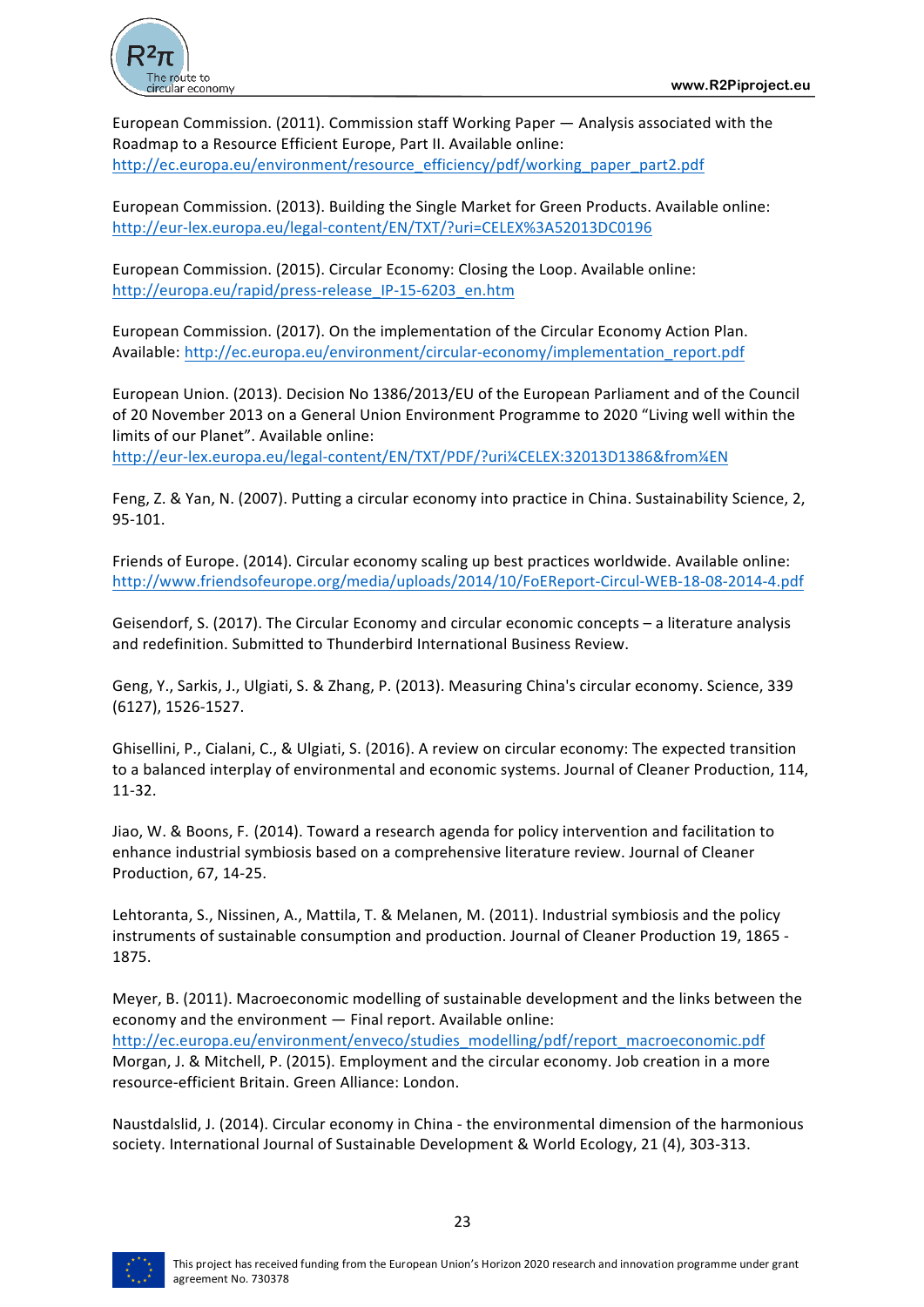European Commission. (2011). Commission staff Working Paper — Analysis associated with the Roadmap to a Resource Efficient Europe, Part II. Available online: http://ec.europa.eu/environment/resource_efficiency/pdf/working_paper_part2.pdf

European Commission. (2013). Building the Single Market for Green Products. Available online: http://eur-lex.europa.eu/legal-content/EN/TXT/?uri=CELEX%3A52013DC0196

European Commission. (2015). Circular Economy: Closing the Loop. Available online: http://europa.eu/rapid/press-release_IP-15-6203_en.htm

European Commission. (2017). On the implementation of the Circular Economy Action Plan. Available: http://ec.europa.eu/environment/circular-economy/implementation_report.pdf

European Union. (2013). Decision No 1386/2013/EU of the European Parliament and of the Council of 20 November 2013 on a General Union Environment Programme to 2020 "Living well within the limits of our Planet". Available online: http://eur-lex.europa.eu/legal-content/EN/TXT/PDF/?uri¼CELEX:32013D1386&from¼EN

Feng, Z. & Yan, N. (2007). Putting a circular economy into practice in China. Sustainability Science, 2, 95-101.

Friends of Europe. (2014). Circular economy scaling up best practices worldwide. Available online: http://www.friendsofeurope.org/media/uploads/2014/10/FoEReport-Circul-WEB-18-08-2014-4.pdf

Geisendorf, S. (2017). The Circular Economy and circular economic concepts – a literature analysis and redefinition. Submitted to Thunderbird International Business Review.

Geng, Y., Sarkis, J., Ulgiati, S. & Zhang, P. (2013). Measuring China's circular economy. Science, 339 (6127), 1526-1527.

Ghisellini, P., Cialani, C., & Ulgiati, S. (2016). A review on circular economy: The expected transition to a balanced interplay of environmental and economic systems. Journal of Cleaner Production, 114, 11-32.

Jiao, W. & Boons, F. (2014). Toward a research agenda for policy intervention and facilitation to enhance industrial symbiosis based on a comprehensive literature review. Journal of Cleaner Production, 67, 14-25.

Lehtoranta, S., Nissinen, A., Mattila, T. & Melanen, M. (2011). Industrial symbiosis and the policy instruments of sustainable consumption and production. Journal of Cleaner Production 19, 1865 - 1875.

Meyer, B. (2011). Macroeconomic modelling of sustainable development and the links between the economy and the environment — Final report. Available online: http://ec.europa.eu/environment/enveco/studies_modelling/pdf/report_macroeconomic.pdf

Morgan, J. & Mitchell, P. (2015). Employment and the circular economy. Job creation in a more resource-efficient Britain. Green Alliance: London.

Naustdalslid, J. (2014). Circular economy in China - the environmental dimension of the harmonious society. International Journal of Sustainable Development & World Ecology, 21 (4), 303-313.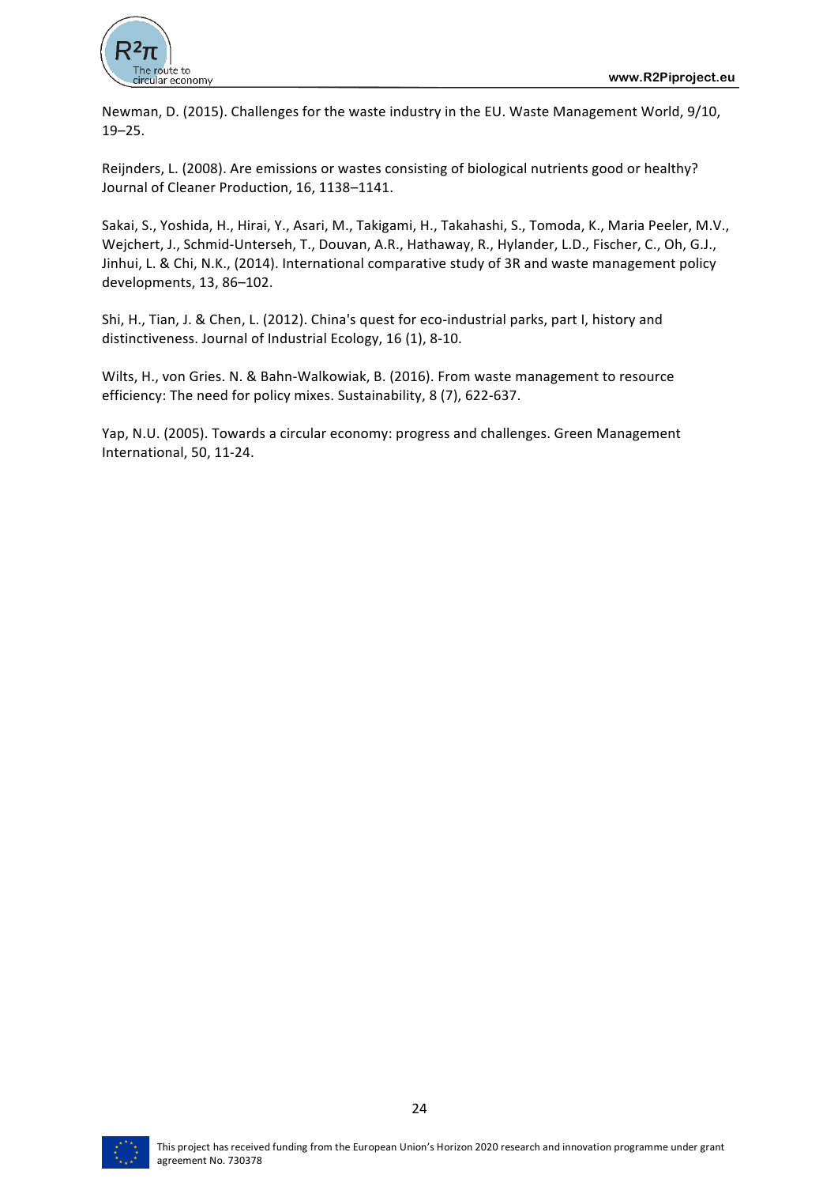Newman, D. (2015). Challenges for the waste industry in the EU. Waste Management World, 9/10, 19–25.

Reijnders, L. (2008). Are emissions or wastes consisting of biological nutrients good or healthy? Journal of Cleaner Production, 16, 1138–1141.

Sakai, S., Yoshida, H., Hirai, Y., Asari, M., Takigami, H., Takahashi, S., Tomoda, K., Maria Peeler, M.V., Wejchert, J., Schmid-Unterseh, T., Douvan, A.R., Hathaway, R., Hylander, L.D., Fischer, C., Oh, G.J., Jinhui, L. & Chi, N.K., (2014). International comparative study of 3R and waste management policy developments, 13, 86–102.

Shi, H., Tian, J. & Chen, L. (2012). China's quest for eco-industrial parks, part I, history and distinctiveness. Journal of Industrial Ecology, 16 (1), 8-10.

Wilts, H., von Gries. N. & Bahn-Walkowiak, B. (2016). From waste management to resource efficiency: The need for policy mixes. Sustainability, 8 (7), 622-637.

Yap, N.U. (2005). Towards a circular economy: progress and challenges. Green Management International, 50, 11-24.

This project has received funding from the European Union's Horizon 2020 research and innovation programme under grant agreement No. 730378